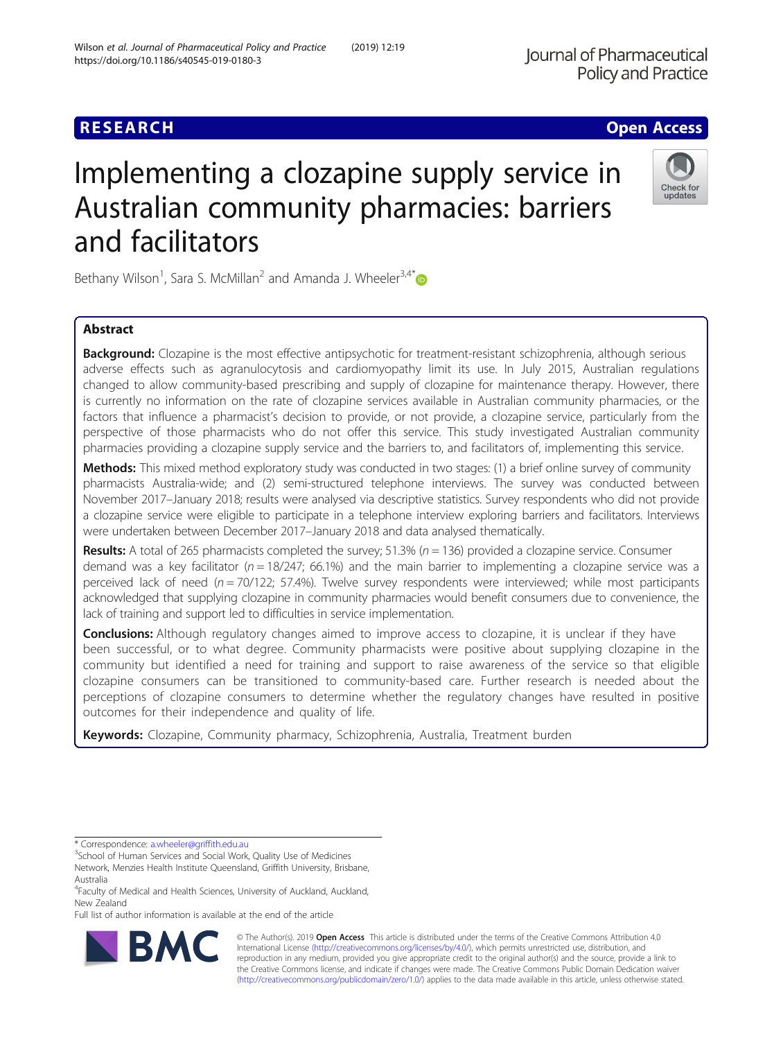RESEARCH Open Access

# Implementing a clozapine supply service in Australian community pharmacies: barriers and facilitators

Bethany Wilson[1], Sara S. McMillan[2] and Amanda J. Wheeler[3,4*]

## Abstract

**Background:** Clozapine is the most effective antipsychotic for treatment-resistant schizophrenia, although serious adverse effects such as agranulocytosis and cardiomyopathy limit its use. In July 2015, Australian regulations changed to allow community-based prescribing and supply of clozapine for maintenance therapy. However, there is currently no information on the rate of clozapine services available in Australian community pharmacies, or the factors that influence a pharmacist's decision to provide, or not provide, a clozapine service, particularly from the perspective of those pharmacists who do not offer this service. This study investigated Australian community pharmacies providing a clozapine supply service and the barriers to, and facilitators of, implementing this service.

**Methods:** This mixed method exploratory study was conducted in two stages: (1) a brief online survey of community pharmacists Australia-wide; and (2) semi-structured telephone interviews. The survey was conducted between November 2017–January 2018; results were analysed via descriptive statistics. Survey respondents who did not provide a clozapine service were eligible to participate in a telephone interview exploring barriers and facilitators. Interviews were undertaken between December 2017–January 2018 and data analysed thematically.

**Results:** A total of 265 pharmacists completed the survey; 51.3% (*n* = 136) provided a clozapine service. Consumer demand was a key facilitator (*n* = 18/247; 66.1%) and the main barrier to implementing a clozapine service was a perceived lack of need (*n* = 70/122; 57.4%). Twelve survey respondents were interviewed; while most participants acknowledged that supplying clozapine in community pharmacies would benefit consumers due to convenience, the lack of training and support led to difficulties in service implementation.

**Conclusions:** Although regulatory changes aimed to improve access to clozapine, it is unclear if they have been successful, or to what degree. Community pharmacists were positive about supplying clozapine in the community but identified a need for training and support to raise awareness of the service so that eligible clozapine consumers can be transitioned to community-based care. Further research is needed about the perceptions of clozapine consumers to determine whether the regulatory changes have resulted in positive outcomes for their independence and quality of life.

**Keywords:** Clozapine, Community pharmacy, Schizophrenia, Australia, Treatment burden

\* Correspondence: a.wheeler@griffith.edu.au
[3]School of Human Services and Social Work, Quality Use of Medicines Network, Menzies Health Institute Queensland, Griffith University, Brisbane, Australia
[4]Faculty of Medical and Health Sciences, University of Auckland, Auckland, New Zealand
Full list of author information is available at the end of the article

© The Author(s). 2019 **Open Access** This article is distributed under the terms of the Creative Commons Attribution 4.0 International License (http://creativecommons.org/licenses/by/4.0/), which permits unrestricted use, distribution, and reproduction in any medium, provided you give appropriate credit to the original author(s) and the source, provide a link to the Creative Commons license, and indicate if changes were made. The Creative Commons Public Domain Dedication waiver (http://creativecommons.org/publicdomain/zero/1.0/) applies to the data made available in this article, unless otherwise stated.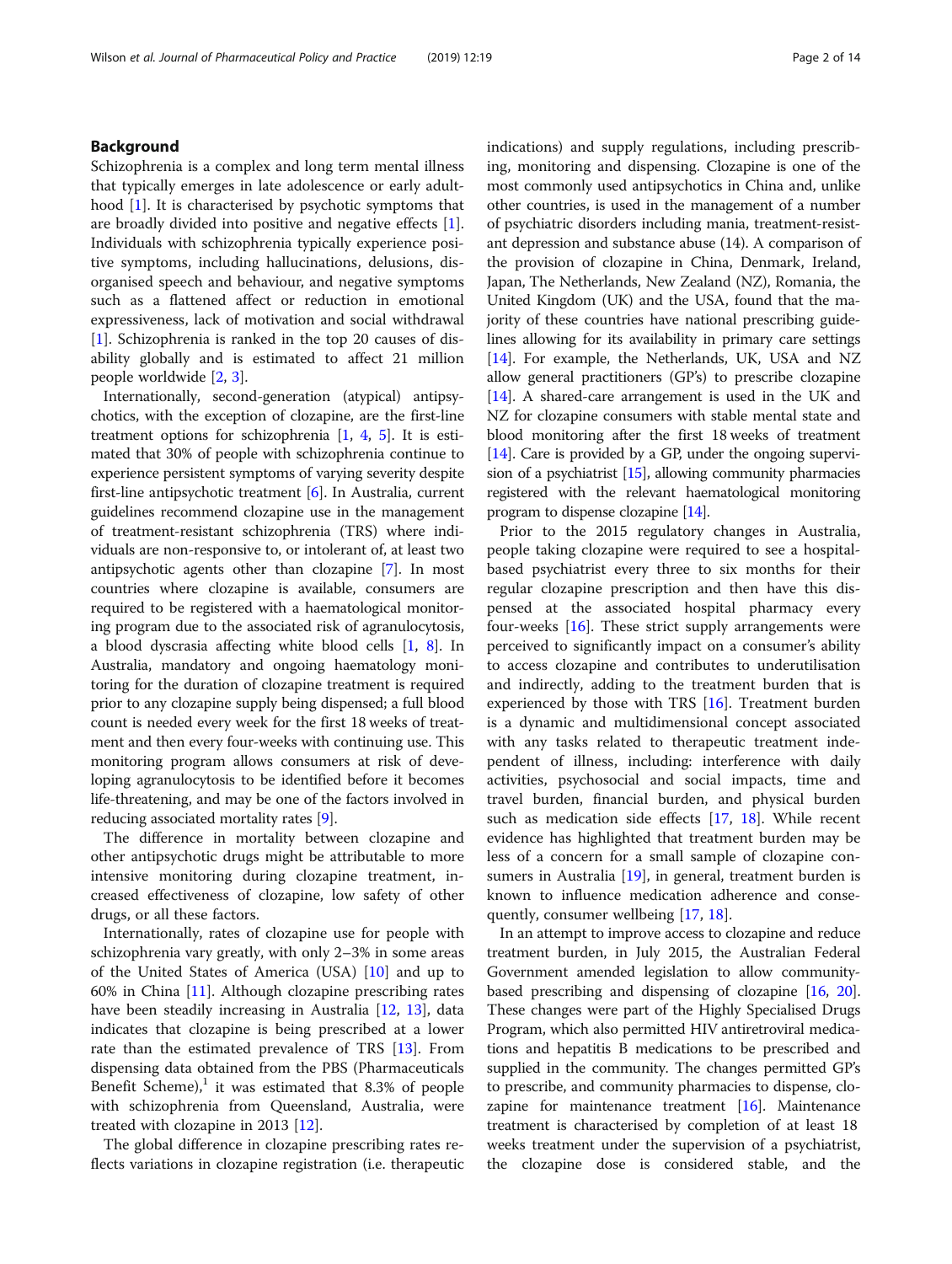## Background

Schizophrenia is a complex and long term mental illness that typically emerges in late adolescence or early adulthood [1]. It is characterised by psychotic symptoms that are broadly divided into positive and negative effects [1]. Individuals with schizophrenia typically experience positive symptoms, including hallucinations, delusions, disorganised speech and behaviour, and negative symptoms such as a flattened affect or reduction in emotional expressiveness, lack of motivation and social withdrawal [1]. Schizophrenia is ranked in the top 20 causes of disability globally and is estimated to affect 21 million people worldwide [2, 3].

Internationally, second-generation (atypical) antipsychotics, with the exception of clozapine, are the first-line treatment options for schizophrenia [1, 4, 5]. It is estimated that 30% of people with schizophrenia continue to experience persistent symptoms of varying severity despite first-line antipsychotic treatment [6]. In Australia, current guidelines recommend clozapine use in the management of treatment-resistant schizophrenia (TRS) where individuals are non-responsive to, or intolerant of, at least two antipsychotic agents other than clozapine [7]. In most countries where clozapine is available, consumers are required to be registered with a haematological monitoring program due to the associated risk of agranulocytosis, a blood dyscrasia affecting white blood cells [1, 8]. In Australia, mandatory and ongoing haematology monitoring for the duration of clozapine treatment is required prior to any clozapine supply being dispensed; a full blood count is needed every week for the first 18 weeks of treatment and then every four-weeks with continuing use. This monitoring program allows consumers at risk of developing agranulocytosis to be identified before it becomes life-threatening, and may be one of the factors involved in reducing associated mortality rates [9].

The difference in mortality between clozapine and other antipsychotic drugs might be attributable to more intensive monitoring during clozapine treatment, increased effectiveness of clozapine, low safety of other drugs, or all these factors.

Internationally, rates of clozapine use for people with schizophrenia vary greatly, with only 2–3% in some areas of the United States of America (USA) [10] and up to 60% in China [11]. Although clozapine prescribing rates have been steadily increasing in Australia [12, 13], data indicates that clozapine is being prescribed at a lower rate than the estimated prevalence of TRS [13]. From dispensing data obtained from the PBS (Pharmaceuticals Benefit Scheme),[1] it was estimated that 8.3% of people with schizophrenia from Queensland, Australia, were treated with clozapine in 2013 [12].

The global difference in clozapine prescribing rates reflects variations in clozapine registration (i.e. therapeutic indications) and supply regulations, including prescribing, monitoring and dispensing. Clozapine is one of the most commonly used antipsychotics in China and, unlike other countries, is used in the management of a number of psychiatric disorders including mania, treatment-resistant depression and substance abuse (14). A comparison of the provision of clozapine in China, Denmark, Ireland, Japan, The Netherlands, New Zealand (NZ), Romania, the United Kingdom (UK) and the USA, found that the majority of these countries have national prescribing guidelines allowing for its availability in primary care settings [14]. For example, the Netherlands, UK, USA and NZ allow general practitioners (GP's) to prescribe clozapine [14]. A shared-care arrangement is used in the UK and NZ for clozapine consumers with stable mental state and blood monitoring after the first 18 weeks of treatment [14]. Care is provided by a GP, under the ongoing supervision of a psychiatrist [15], allowing community pharmacies registered with the relevant haematological monitoring program to dispense clozapine [14].

Prior to the 2015 regulatory changes in Australia, people taking clozapine were required to see a hospital-based psychiatrist every three to six months for their regular clozapine prescription and then have this dispensed at the associated hospital pharmacy every four-weeks [16]. These strict supply arrangements were perceived to significantly impact on a consumer's ability to access clozapine and contributes to underutilisation and indirectly, adding to the treatment burden that is experienced by those with TRS [16]. Treatment burden is a dynamic and multidimensional concept associated with any tasks related to therapeutic treatment independent of illness, including: interference with daily activities, psychosocial and social impacts, time and travel burden, financial burden, and physical burden such as medication side effects [17, 18]. While recent evidence has highlighted that treatment burden may be less of a concern for a small sample of clozapine consumers in Australia [19], in general, treatment burden is known to influence medication adherence and consequently, consumer wellbeing [17, 18].

In an attempt to improve access to clozapine and reduce treatment burden, in July 2015, the Australian Federal Government amended legislation to allow community-based prescribing and dispensing of clozapine [16, 20]. These changes were part of the Highly Specialised Drugs Program, which also permitted HIV antiretroviral medications and hepatitis B medications to be prescribed and supplied in the community. The changes permitted GP's to prescribe, and community pharmacies to dispense, clozapine for maintenance treatment [16]. Maintenance treatment is characterised by completion of at least 18 weeks treatment under the supervision of a psychiatrist, the clozapine dose is considered stable, and the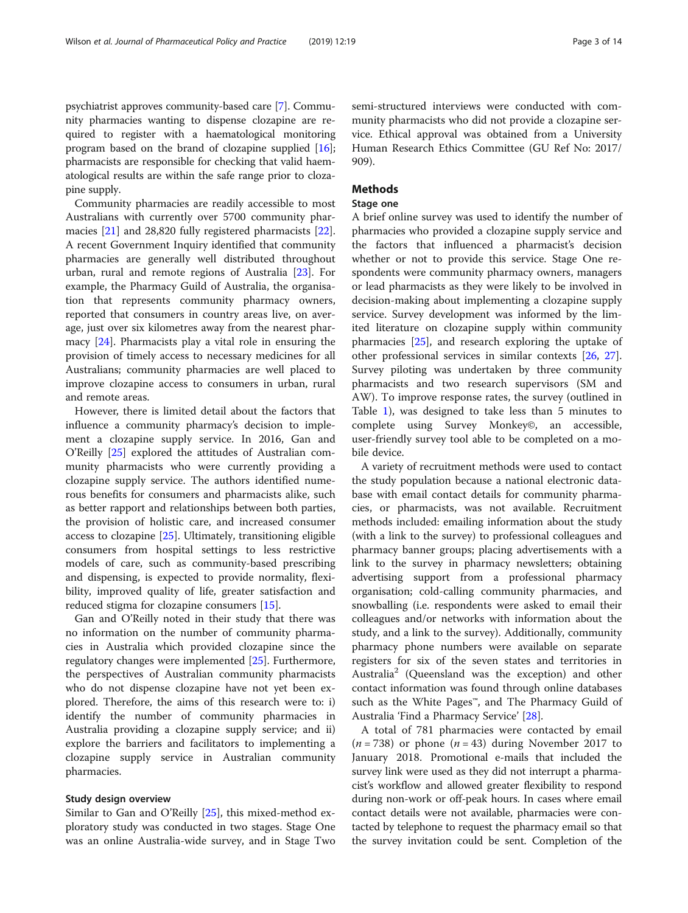psychiatrist approves community-based care [7]. Community pharmacies wanting to dispense clozapine are required to register with a haematological monitoring program based on the brand of clozapine supplied [16]; pharmacists are responsible for checking that valid haematological results are within the safe range prior to clozapine supply.

Community pharmacies are readily accessible to most Australians with currently over 5700 community pharmacies [21] and 28,820 fully registered pharmacists [22]. A recent Government Inquiry identified that community pharmacies are generally well distributed throughout urban, rural and remote regions of Australia [23]. For example, the Pharmacy Guild of Australia, the organisation that represents community pharmacy owners, reported that consumers in country areas live, on average, just over six kilometres away from the nearest pharmacy [24]. Pharmacists play a vital role in ensuring the provision of timely access to necessary medicines for all Australians; community pharmacies are well placed to improve clozapine access to consumers in urban, rural and remote areas.

However, there is limited detail about the factors that influence a community pharmacy's decision to implement a clozapine supply service. In 2016, Gan and O'Reilly [25] explored the attitudes of Australian community pharmacists who were currently providing a clozapine supply service. The authors identified numerous benefits for consumers and pharmacists alike, such as better rapport and relationships between both parties, the provision of holistic care, and increased consumer access to clozapine [25]. Ultimately, transitioning eligible consumers from hospital settings to less restrictive models of care, such as community-based prescribing and dispensing, is expected to provide normality, flexibility, improved quality of life, greater satisfaction and reduced stigma for clozapine consumers [15].

Gan and O'Reilly noted in their study that there was no information on the number of community pharmacies in Australia which provided clozapine since the regulatory changes were implemented [25]. Furthermore, the perspectives of Australian community pharmacists who do not dispense clozapine have not yet been explored. Therefore, the aims of this research were to: i) identify the number of community pharmacies in Australia providing a clozapine supply service; and ii) explore the barriers and facilitators to implementing a clozapine supply service in Australian community pharmacies.

### Study design overview

Similar to Gan and O'Reilly [25], this mixed-method exploratory study was conducted in two stages. Stage One was an online Australia-wide survey, and in Stage Two semi-structured interviews were conducted with community pharmacists who did not provide a clozapine service. Ethical approval was obtained from a University Human Research Ethics Committee (GU Ref No: 2017/909).

## Methods

### Stage one

A brief online survey was used to identify the number of pharmacies who provided a clozapine supply service and the factors that influenced a pharmacist's decision whether or not to provide this service. Stage One respondents were community pharmacy owners, managers or lead pharmacists as they were likely to be involved in decision-making about implementing a clozapine supply service. Survey development was informed by the limited literature on clozapine supply within community pharmacies [25], and research exploring the uptake of other professional services in similar contexts [26, 27]. Survey piloting was undertaken by three community pharmacists and two research supervisors (SM and AW). To improve response rates, the survey (outlined in Table 1), was designed to take less than 5 minutes to complete using Survey Monkey©, an accessible, user-friendly survey tool able to be completed on a mobile device.

A variety of recruitment methods were used to contact the study population because a national electronic database with email contact details for community pharmacies, or pharmacists, was not available. Recruitment methods included: emailing information about the study (with a link to the survey) to professional colleagues and pharmacy banner groups; placing advertisements with a link to the survey in pharmacy newsletters; obtaining advertising support from a professional pharmacy organisation; cold-calling community pharmacies, and snowballing (i.e. respondents were asked to email their colleagues and/or networks with information about the study, and a link to the survey). Additionally, community pharmacy phone numbers were available on separate registers for six of the seven states and territories in Australia[2] (Queensland was the exception) and other contact information was found through online databases such as the White Pages™, and The Pharmacy Guild of Australia 'Find a Pharmacy Service' [28].

A total of 781 pharmacies were contacted by email ($n = 738$) or phone ($n = 43$) during November 2017 to January 2018. Promotional e-mails that included the survey link were used as they did not interrupt a pharmacist's workflow and allowed greater flexibility to respond during non-work or off-peak hours. In cases where email contact details were not available, pharmacies were contacted by telephone to request the pharmacy email so that the survey invitation could be sent. Completion of the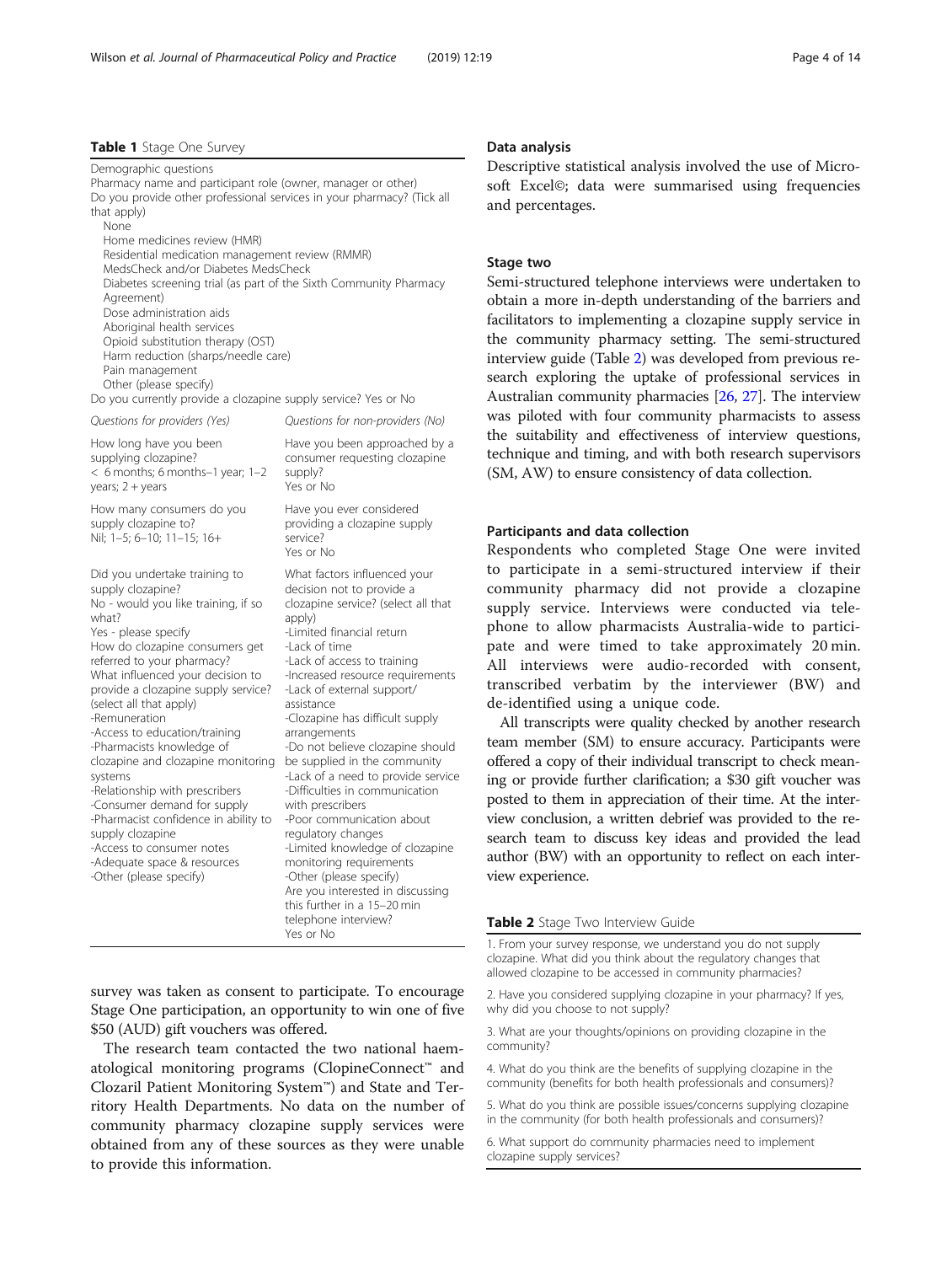**Table 1** Stage One Survey

| Demographic questions | |
|---|---|
| Pharmacy name and participant role (owner, manager or other)<br>Do you provide other professional services in your pharmacy? (Tick all that apply)<br>None<br>Home medicines review (HMR)<br>Residential medication management review (RMMR)<br>MedsCheck and/or Diabetes MedsCheck<br>Diabetes screening trial (as part of the Sixth Community Pharmacy Agreement)<br>Dose administration aids<br>Aboriginal health services<br>Opioid substitution therapy (OST)<br>Harm reduction (sharps/needle care)<br>Pain management<br>Other (please specify)<br>Do you currently provide a clozapine supply service? Yes or No | |
| *Questions for providers (Yes)* | *Questions for non-providers (No)* |
| How long have you been supplying clozapine?<br>< 6 months; 6 months–1 year; 1–2 years; 2 + years | Have you been approached by a consumer requesting clozapine supply?<br>Yes or No |
| How many consumers do you supply clozapine to?<br>Nil; 1–5; 6–10; 11–15; 16+ | Have you ever considered providing a clozapine supply service?<br>Yes or No |
| Did you undertake training to supply clozapine?<br>No - would you like training, if so what?<br>Yes - please specify<br>How do clozapine consumers get referred to your pharmacy?<br>What influenced your decision to provide a clozapine supply service? (select all that apply)<br>-Remuneration<br>-Access to education/training<br>-Pharmacists knowledge of clozapine and clozapine monitoring systems<br>-Relationship with prescribers<br>-Consumer demand for supply<br>-Pharmacist confidence in ability to supply clozapine<br>-Access to consumer notes<br>-Adequate space & resources<br>-Other (please specify) | What factors influenced your decision not to provide a clozapine service? (select all that apply)<br>-Limited financial return<br>-Lack of time<br>-Lack of access to training<br>-Increased resource requirements<br>-Lack of external support/ assistance<br>-Clozapine has difficult supply arrangements<br>-Do not believe clozapine should be supplied in the community<br>-Lack of a need to provide service<br>-Difficulties in communication with prescribers<br>-Poor communication about regulatory changes<br>-Limited knowledge of clozapine monitoring requirements<br>-Other (please specify)<br>Are you interested in discussing this further in a 15–20 min telephone interview?<br>Yes or No |

survey was taken as consent to participate. To encourage Stage One participation, an opportunity to win one of five $50 (AUD) gift vouchers was offered.

The research team contacted the two national haematological monitoring programs (ClopineConnect™ and Clozaril Patient Monitoring System™) and State and Territory Health Departments. No data on the number of community pharmacy clozapine supply services were obtained from any of these sources as they were unable to provide this information.

### Data analysis

Descriptive statistical analysis involved the use of Microsoft Excel©; data were summarised using frequencies and percentages.

### Stage two

Semi-structured telephone interviews were undertaken to obtain a more in-depth understanding of the barriers and facilitators to implementing a clozapine supply service in the community pharmacy setting. The semi-structured interview guide (Table 2) was developed from previous research exploring the uptake of professional services in Australian community pharmacies [26, 27]. The interview was piloted with four community pharmacists to assess the suitability and effectiveness of interview questions, technique and timing, and with both research supervisors (SM, AW) to ensure consistency of data collection.

### Participants and data collection

Respondents who completed Stage One were invited to participate in a semi-structured interview if their community pharmacy did not provide a clozapine supply service. Interviews were conducted via telephone to allow pharmacists Australia-wide to participate and were timed to take approximately 20 min. All interviews were audio-recorded with consent, transcribed verbatim by the interviewer (BW) and de-identified using a unique code.

All transcripts were quality checked by another research team member (SM) to ensure accuracy. Participants were offered a copy of their individual transcript to check meaning or provide further clarification; a $30 gift voucher was posted to them in appreciation of their time. At the interview conclusion, a written debrief was provided to the research team to discuss key ideas and provided the lead author (BW) with an opportunity to reflect on each interview experience.

**Table 2** Stage Two Interview Guide

| |
|---|
| 1. From your survey response, we understand you do not supply clozapine. What did you think about the regulatory changes that allowed clozapine to be accessed in community pharmacies? |
| 2. Have you considered supplying clozapine in your pharmacy? If yes, why did you choose to not supply? |
| 3. What are your thoughts/opinions on providing clozapine in the community? |
| 4. What do you think are the benefits of supplying clozapine in the community (benefits for both health professionals and consumers)? |
| 5. What do you think are possible issues/concerns supplying clozapine in the community (for both health professionals and consumers)? |
| 6. What support do community pharmacies need to implement clozapine supply services? |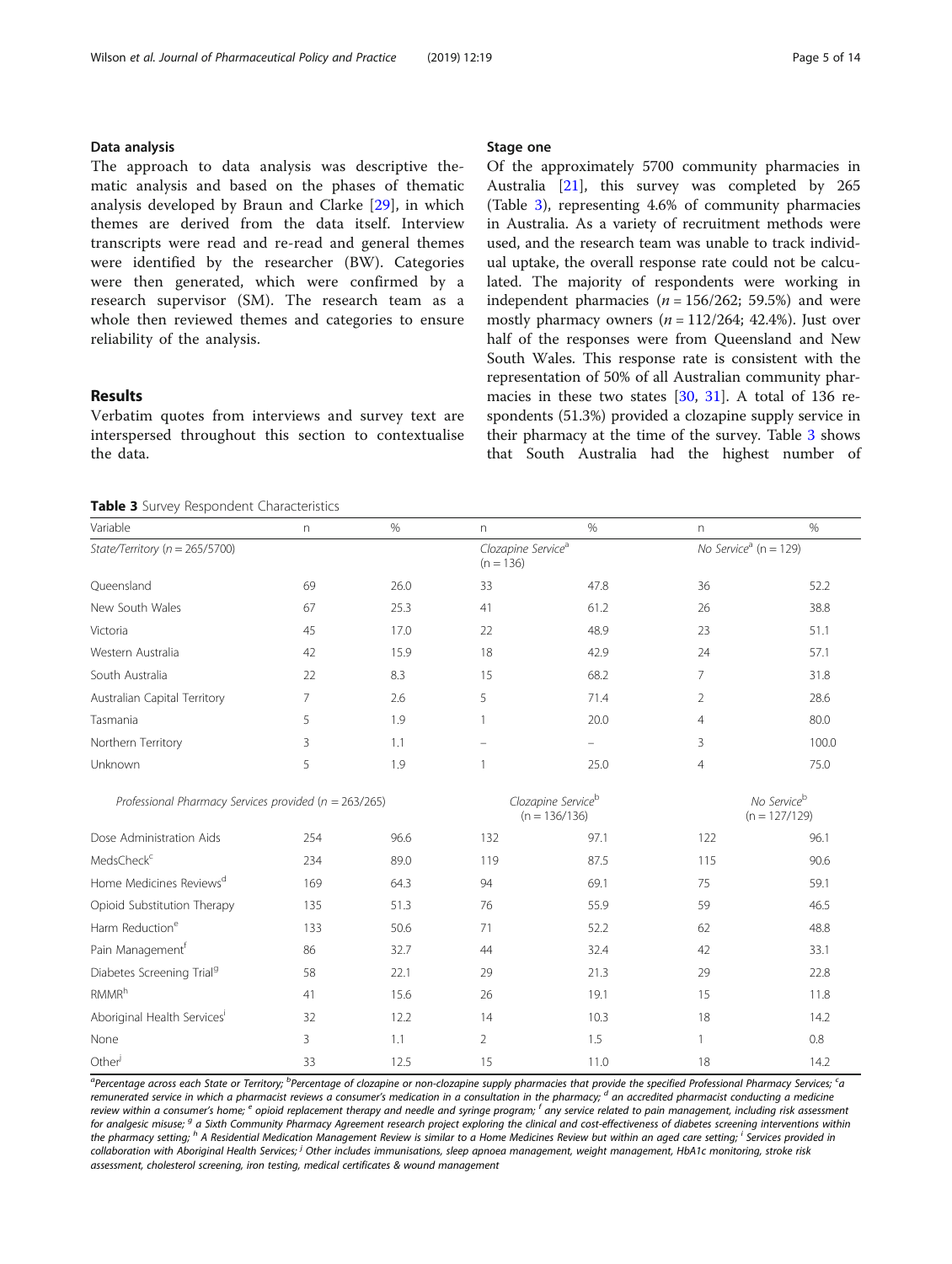### Data analysis

The approach to data analysis was descriptive thematic analysis and based on the phases of thematic analysis developed by Braun and Clarke [29], in which themes are derived from the data itself. Interview transcripts were read and re-read and general themes were identified by the researcher (BW). Categories were then generated, which were confirmed by a research supervisor (SM). The research team as a whole then reviewed themes and categories to ensure reliability of the analysis.

## Results

Verbatim quotes from interviews and survey text are interspersed throughout this section to contextualise the data.

### Stage one

Of the approximately 5700 community pharmacies in Australia [21], this survey was completed by 265 (Table 3), representing 4.6% of community pharmacies in Australia. As a variety of recruitment methods were used, and the research team was unable to track individual uptake, the overall response rate could not be calculated. The majority of respondents were working in independent pharmacies ($n = 156/262$; 59.5%) and were mostly pharmacy owners ($n = 112/264$; 42.4%). Just over half of the responses were from Queensland and New South Wales. This response rate is consistent with the representation of 50% of all Australian community pharmacies in these two states [30, 31]. A total of 136 respondents (51.3%) provided a clozapine supply service in their pharmacy at the time of the survey. Table 3 shows that South Australia had the highest number of

**Table 3** Survey Respondent Characteristics

| Variable | n | % | n | % | n | % |
|---|---|---|---|---|---|---|
| *State/Territory (n = 265/5700)* | | | *Clozapine Service[a] (n = 136)* | | *No Service[a] (n = 129)* | |
| Queensland | 69 | 26.0 | 33 | 47.8 | 36 | 52.2 |
| New South Wales | 67 | 25.3 | 41 | 61.2 | 26 | 38.8 |
| Victoria | 45 | 17.0 | 22 | 48.9 | 23 | 51.1 |
| Western Australia | 42 | 15.9 | 18 | 42.9 | 24 | 57.1 |
| South Australia | 22 | 8.3 | 15 | 68.2 | 7 | 31.8 |
| Australian Capital Territory | 7 | 2.6 | 5 | 71.4 | 2 | 28.6 |
| Tasmania | 5 | 1.9 | 1 | 20.0 | 4 | 80.0 |
| Northern Territory | 3 | 1.1 | – | – | 3 | 100.0 |
| Unknown | 5 | 1.9 | 1 | 25.0 | 4 | 75.0 |
| *Professional Pharmacy Services provided (n = 263/265)* | | | *Clozapine Service[b] (n = 136/136)* | | *No Service[b] (n = 127/129)* | |
| Dose Administration Aids | 254 | 96.6 | 132 | 97.1 | 122 | 96.1 |
| MedsCheck[c] | 234 | 89.0 | 119 | 87.5 | 115 | 90.6 |
| Home Medicines Reviews[d] | 169 | 64.3 | 94 | 69.1 | 75 | 59.1 |
| Opioid Substitution Therapy | 135 | 51.3 | 76 | 55.9 | 59 | 46.5 |
| Harm Reduction[e] | 133 | 50.6 | 71 | 52.2 | 62 | 48.8 |
| Pain Management[f] | 86 | 32.7 | 44 | 32.4 | 42 | 33.1 |
| Diabetes Screening Trial[g] | 58 | 22.1 | 29 | 21.3 | 29 | 22.8 |
| RMMR[h] | 41 | 15.6 | 26 | 19.1 | 15 | 11.8 |
| Aboriginal Health Services[i] | 32 | 12.2 | 14 | 10.3 | 18 | 14.2 |
| None | 3 | 1.1 | 2 | 1.5 | 1 | 0.8 |
| Other[j] | 33 | 12.5 | 15 | 11.0 | 18 | 14.2 |

[a]Percentage across each State or Territory; [b]Percentage of clozapine or non-clozapine supply pharmacies that provide the specified Professional Pharmacy Services; [c]a remunerated service in which a pharmacist reviews a consumer's medication in a consultation in the pharmacy; [d] an accredited pharmacist conducting a medicine review within a consumer's home; [e] opioid replacement therapy and needle and syringe program; [f] any service related to pain management, including risk assessment for analgesic misuse; [g] a Sixth Community Pharmacy Agreement research project exploring the clinical and cost-effectiveness of diabetes screening interventions within the pharmacy setting; [h] A Residential Medication Management Review is similar to a Home Medicines Review but within an aged care setting; [i] Services provided in collaboration with Aboriginal Health Services; [j] Other includes immunisations, sleep apnoea management, weight management, HbA1c monitoring, stroke risk assessment, cholesterol screening, iron testing, medical certificates & wound management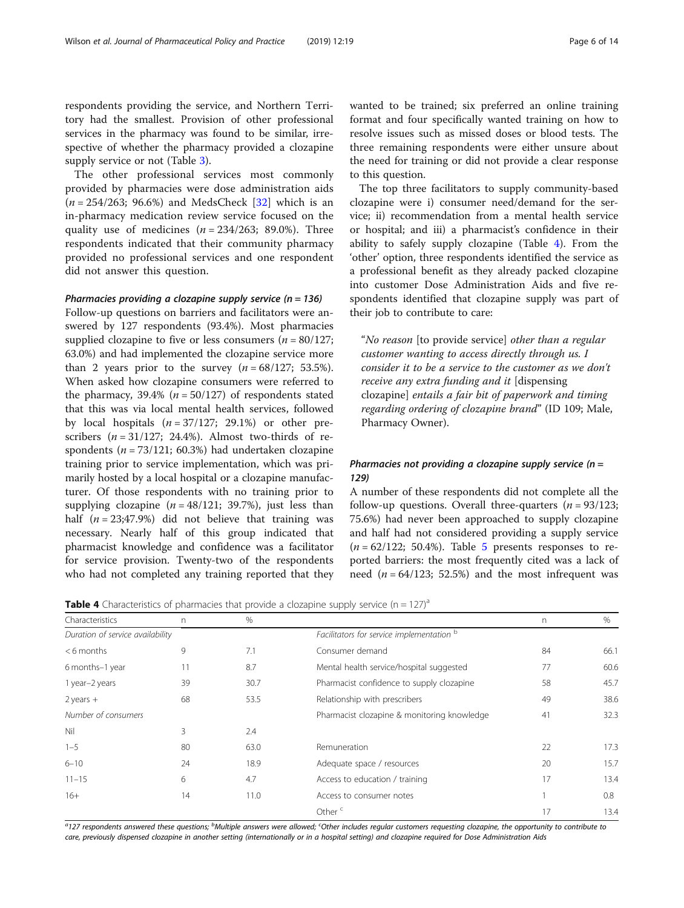respondents providing the service, and Northern Territory had the smallest. Provision of other professional services in the pharmacy was found to be similar, irrespective of whether the pharmacy provided a clozapine supply service or not (Table 3).

The other professional services most commonly provided by pharmacies were dose administration aids ($n = 254/263$; 96.6%) and MedsCheck [32] which is an in-pharmacy medication review service focused on the quality use of medicines ($n = 234/263$; 89.0%). Three respondents indicated that their community pharmacy provided no professional services and one respondent did not answer this question.

#### *Pharmacies providing a clozapine supply service (n = 136)*

Follow-up questions on barriers and facilitators were answered by 127 respondents (93.4%). Most pharmacies supplied clozapine to five or less consumers ($n = 80/127$; 63.0%) and had implemented the clozapine service more than 2 years prior to the survey ($n = 68/127$; 53.5%). When asked how clozapine consumers were referred to the pharmacy, 39.4% ($n = 50/127$) of respondents stated that this was via local mental health services, followed by local hospitals ($n = 37/127$; 29.1%) or other prescribers ($n = 31/127$; 24.4%). Almost two-thirds of respondents ($n = 73/121$; 60.3%) had undertaken clozapine training prior to service implementation, which was primarily hosted by a local hospital or a clozapine manufacturer. Of those respondents with no training prior to supplying clozapine ($n = 48/121$; 39.7%), just less than half ($n = 23$;47.9%) did not believe that training was necessary. Nearly half of this group indicated that pharmacist knowledge and confidence was a facilitator for service provision. Twenty-two of the respondents who had not completed any training reported that they wanted to be trained; six preferred an online training format and four specifically wanted training on how to resolve issues such as missed doses or blood tests. The three remaining respondents were either unsure about the need for training or did not provide a clear response to this question.

The top three facilitators to supply community-based clozapine were i) consumer need/demand for the service; ii) recommendation from a mental health service or hospital; and iii) a pharmacist's confidence in their ability to safely supply clozapine (Table 4). From the 'other' option, three respondents identified the service as a professional benefit as they already packed clozapine into customer Dose Administration Aids and five respondents identified that clozapine supply was part of their job to contribute to care:

> "*No reason* [to provide service] *other than a regular customer wanting to access directly through us. I consider it to be a service to the customer as we don't receive any extra funding and it* [dispensing clozapine] *entails a fair bit of paperwork and timing regarding ordering of clozapine brand*" (ID 109; Male, Pharmacy Owner).

#### *Pharmacies not providing a clozapine supply service (n = 129)*

A number of these respondents did not complete all the follow-up questions. Overall three-quarters ($n = 93/123$; 75.6%) had never been approached to supply clozapine and half had not considered providing a supply service ($n = 62/122$; 50.4%). Table 5 presents responses to reported barriers: the most frequently cited was a lack of need ($n = 64/123$; 52.5%) and the most infrequent was

**Table 4** Characteristics of pharmacies that provide a clozapine supply service (n = 127)[a]

| Characteristics | n | % | | n | % |
|---|---|---|---|---|---|
| *Duration of service availability* | | | *Facilitators for service implementation* [b] | | |
| < 6 months | 9 | 7.1 | Consumer demand | 84 | 66.1 |
| 6 months–1 year | 11 | 8.7 | Mental health service/hospital suggested | 77 | 60.6 |
| 1 year–2 years | 39 | 30.7 | Pharmacist confidence to supply clozapine | 58 | 45.7 |
| 2 years + | 68 | 53.5 | Relationship with prescribers | 49 | 38.6 |
| *Number of consumers* | | | Pharmacist clozapine & monitoring knowledge | 41 | 32.3 |
| Nil | 3 | 2.4 | | | |
| 1–5 | 80 | 63.0 | Remuneration | 22 | 17.3 |
| 6–10 | 24 | 18.9 | Adequate space / resources | 20 | 15.7 |
| 11–15 | 6 | 4.7 | Access to education / training | 17 | 13.4 |
| 16+ | 14 | 11.0 | Access to consumer notes | 1 | 0.8 |
| | | | Other [c] | 17 | 13.4 |

[a]127 respondents answered these questions; [b]Multiple answers were allowed; [c]Other includes regular customers requesting clozapine, the opportunity to contribute to care, previously dispensed clozapine in another setting (internationally or in a hospital setting) and clozapine required for Dose Administration Aids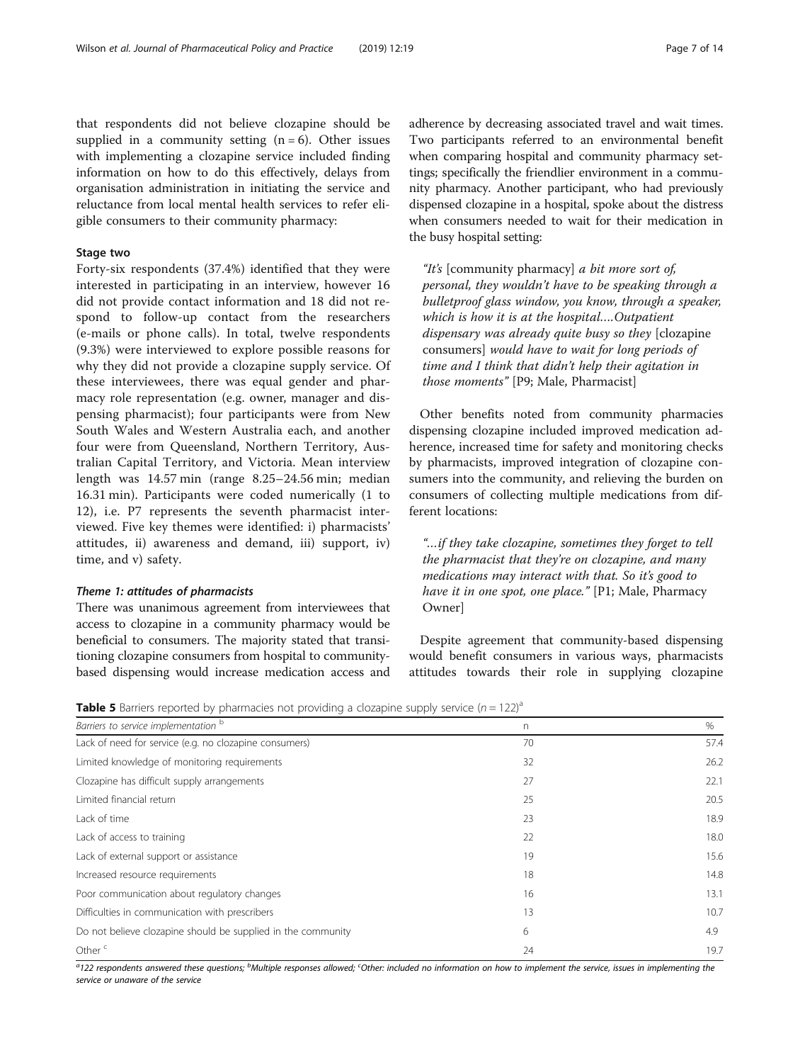that respondents did not believe clozapine should be supplied in a community setting (n = 6). Other issues with implementing a clozapine service included finding information on how to do this effectively, delays from organisation administration in initiating the service and reluctance from local mental health services to refer eligible consumers to their community pharmacy:

### Stage two

Forty-six respondents (37.4%) identified that they were interested in participating in an interview, however 16 did not provide contact information and 18 did not respond to follow-up contact from the researchers (e-mails or phone calls). In total, twelve respondents (9.3%) were interviewed to explore possible reasons for why they did not provide a clozapine supply service. Of these interviewees, there was equal gender and pharmacy role representation (e.g. owner, manager and dispensing pharmacist); four participants were from New South Wales and Western Australia each, and another four were from Queensland, Northern Territory, Australian Capital Territory, and Victoria. Mean interview length was 14.57 min (range 8.25–24.56 min; median 16.31 min). Participants were coded numerically (1 to 12), i.e. P7 represents the seventh pharmacist interviewed. Five key themes were identified: i) pharmacists' attitudes, ii) awareness and demand, iii) support, iv) time, and v) safety.

#### *Theme 1: attitudes of pharmacists*

There was unanimous agreement from interviewees that access to clozapine in a community pharmacy would be beneficial to consumers. The majority stated that transitioning clozapine consumers from hospital to community-based dispensing would increase medication access and adherence by decreasing associated travel and wait times. Two participants referred to an environmental benefit when comparing hospital and community pharmacy settings; specifically the friendlier environment in a community pharmacy. Another participant, who had previously dispensed clozapine in a hospital, spoke about the distress when consumers needed to wait for their medication in the busy hospital setting:

> *"It's* [community pharmacy] *a bit more sort of, personal, they wouldn't have to be speaking through a bulletproof glass window, you know, through a speaker, which is how it is at the hospital….Outpatient dispensary was already quite busy so they* [clozapine consumers] *would have to wait for long periods of time and I think that didn't help their agitation in those moments"* [P9; Male, Pharmacist]

Other benefits noted from community pharmacies dispensing clozapine included improved medication adherence, increased time for safety and monitoring checks by pharmacists, improved integration of clozapine consumers into the community, and relieving the burden on consumers of collecting multiple medications from different locations:

> *"…if they take clozapine, sometimes they forget to tell the pharmacist that they're on clozapine, and many medications may interact with that. So it's good to have it in one spot, one place."* [P1; Male, Pharmacy Owner]

Despite agreement that community-based dispensing would benefit consumers in various ways, pharmacists attitudes towards their role in supplying clozapine

**Table 5** Barriers reported by pharmacies not providing a clozapine supply service (n = 122)[a]

| Barriers to service implementation [b] | n | % |
|---|---|---|
| Lack of need for service (e.g. no clozapine consumers) | 70 | 57.4 |
| Limited knowledge of monitoring requirements | 32 | 26.2 |
| Clozapine has difficult supply arrangements | 27 | 22.1 |
| Limited financial return | 25 | 20.5 |
| Lack of time | 23 | 18.9 |
| Lack of access to training | 22 | 18.0 |
| Lack of external support or assistance | 19 | 15.6 |
| Increased resource requirements | 18 | 14.8 |
| Poor communication about regulatory changes | 16 | 13.1 |
| Difficulties in communication with prescribers | 13 | 10.7 |
| Do not believe clozapine should be supplied in the community | 6 | 4.9 |
| Other [c] | 24 | 19.7 |

[a]122 respondents answered these questions; [b]Multiple responses allowed; [c]Other: included no information on how to implement the service, issues in implementing the service or unaware of the service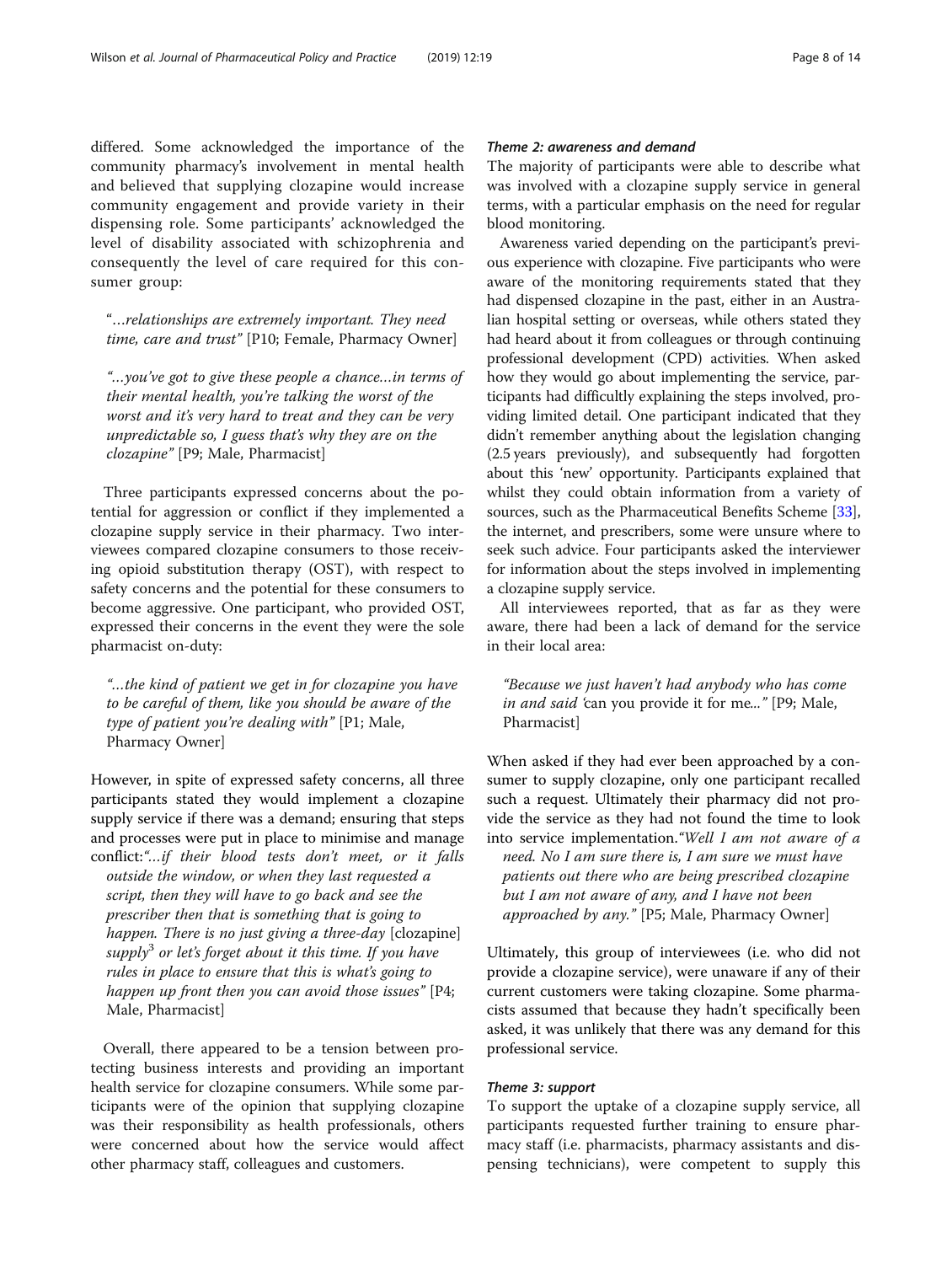differed. Some acknowledged the importance of the community pharmacy's involvement in mental health and believed that supplying clozapine would increase community engagement and provide variety in their dispensing role. Some participants' acknowledged the level of disability associated with schizophrenia and consequently the level of care required for this consumer group:

> "…relationships are extremely important. They need time, care and trust" [P10; Female, Pharmacy Owner]

> "…you've got to give these people a chance…in terms of their mental health, you're talking the worst of the worst and it's very hard to treat and they can be very unpredictable so, I guess that's why they are on the clozapine" [P9; Male, Pharmacist]

Three participants expressed concerns about the potential for aggression or conflict if they implemented a clozapine supply service in their pharmacy. Two interviewees compared clozapine consumers to those receiving opioid substitution therapy (OST), with respect to safety concerns and the potential for these consumers to become aggressive. One participant, who provided OST, expressed their concerns in the event they were the sole pharmacist on-duty:

> "…the kind of patient we get in for clozapine you have to be careful of them, like you should be aware of the type of patient you're dealing with" [P1; Male, Pharmacy Owner]

However, in spite of expressed safety concerns, all three participants stated they would implement a clozapine supply service if there was a demand; ensuring that steps and processes were put in place to minimise and manage conflict:

> "…if their blood tests don't meet, or it falls outside the window, or when they last requested a script, then they will have to go back and see the prescriber then that is something that is going to happen. There is no just giving a three-day [clozapine] supply[3] or let's forget about it this time. If you have rules in place to ensure that this is what's going to happen up front then you can avoid those issues" [P4; Male, Pharmacist]

Overall, there appeared to be a tension between protecting business interests and providing an important health service for clozapine consumers. While some participants were of the opinion that supplying clozapine was their responsibility as health professionals, others were concerned about how the service would affect other pharmacy staff, colleagues and customers.

### *Theme 2: awareness and demand*

The majority of participants were able to describe what was involved with a clozapine supply service in general terms, with a particular emphasis on the need for regular blood monitoring.

Awareness varied depending on the participant's previous experience with clozapine. Five participants who were aware of the monitoring requirements stated that they had dispensed clozapine in the past, either in an Australian hospital setting or overseas, while others stated they had heard about it from colleagues or through continuing professional development (CPD) activities. When asked how they would go about implementing the service, participants had difficultly explaining the steps involved, providing limited detail. One participant indicated that they didn't remember anything about the legislation changing (2.5 years previously), and subsequently had forgotten about this 'new' opportunity. Participants explained that whilst they could obtain information from a variety of sources, such as the Pharmaceutical Benefits Scheme [33], the internet, and prescribers, some were unsure where to seek such advice. Four participants asked the interviewer for information about the steps involved in implementing a clozapine supply service.

All interviewees reported, that as far as they were aware, there had been a lack of demand for the service in their local area:

> "Because we just haven't had anybody who has come in and said 'can you provide it for me..." [P9; Male, Pharmacist]

When asked if they had ever been approached by a consumer to supply clozapine, only one participant recalled such a request. Ultimately their pharmacy did not provide the service as they had not found the time to look into service implementation.

> "Well I am not aware of a need. No I am sure there is, I am sure we must have patients out there who are being prescribed clozapine but I am not aware of any, and I have not been approached by any." [P5; Male, Pharmacy Owner]

Ultimately, this group of interviewees (i.e. who did not provide a clozapine service), were unaware if any of their current customers were taking clozapine. Some pharmacists assumed that because they hadn't specifically been asked, it was unlikely that there was any demand for this professional service.

### *Theme 3: support*

To support the uptake of a clozapine supply service, all participants requested further training to ensure pharmacy staff (i.e. pharmacists, pharmacy assistants and dispensing technicians), were competent to supply this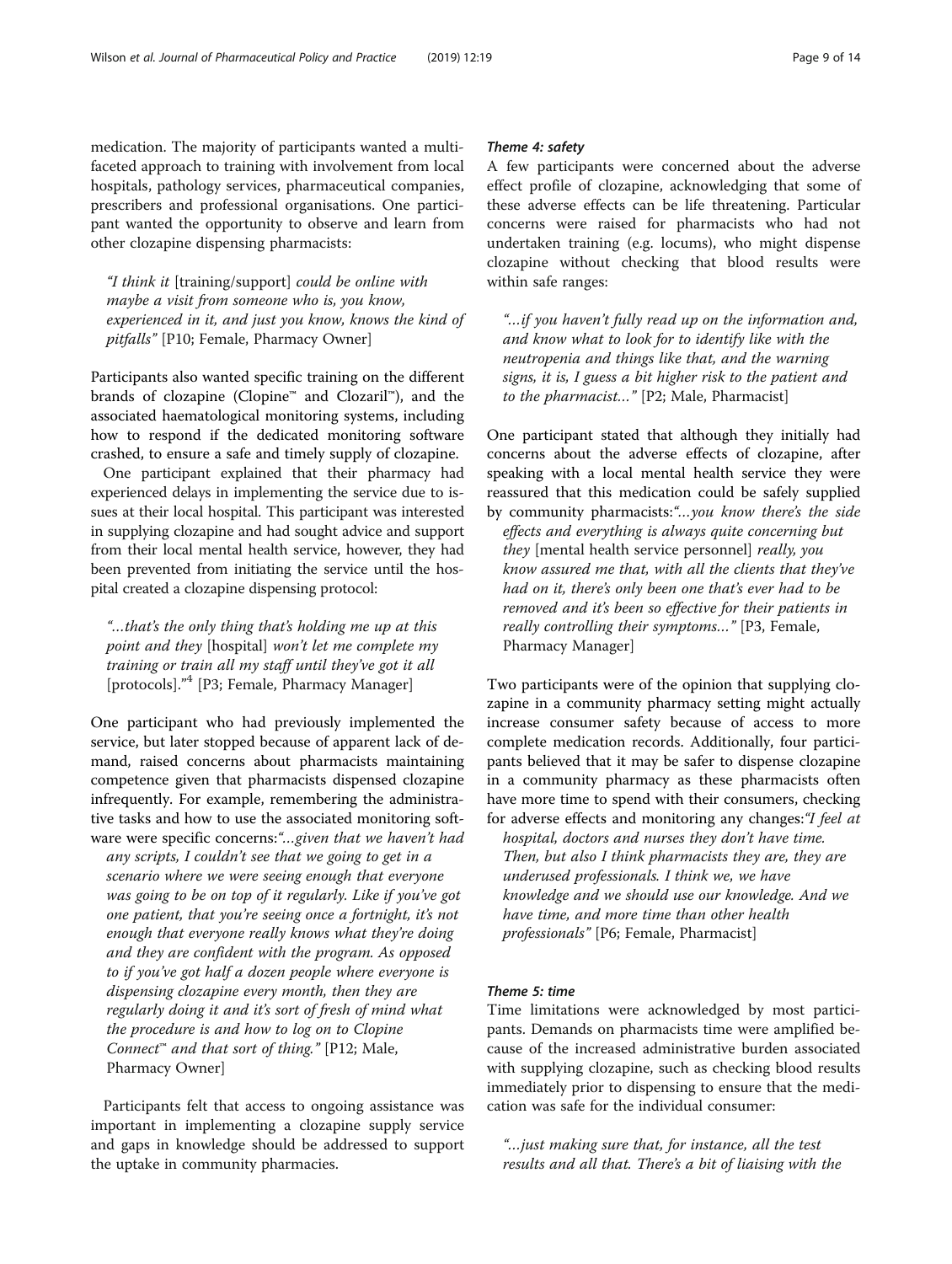medication. The majority of participants wanted a multifaceted approach to training with involvement from local hospitals, pathology services, pharmaceutical companies, prescribers and professional organisations. One participant wanted the opportunity to observe and learn from other clozapine dispensing pharmacists:

> *"I think it* [training/support] *could be online with maybe a visit from someone who is, you know, experienced in it, and just you know, knows the kind of pitfalls"* [P10; Female, Pharmacy Owner]

Participants also wanted specific training on the different brands of clozapine (Clopine™ and Clozaril™), and the associated haematological monitoring systems, including how to respond if the dedicated monitoring software crashed, to ensure a safe and timely supply of clozapine.

One participant explained that their pharmacy had experienced delays in implementing the service due to issues at their local hospital. This participant was interested in supplying clozapine and had sought advice and support from their local mental health service, however, they had been prevented from initiating the service until the hospital created a clozapine dispensing protocol:

> *"…that's the only thing that's holding me up at this point and they* [hospital] *won't let me complete my training or train all my staff until they've got it all* [protocols]*."*[4] [P3; Female, Pharmacy Manager]

One participant who had previously implemented the service, but later stopped because of apparent lack of demand, raised concerns about pharmacists maintaining competence given that pharmacists dispensed clozapine infrequently. For example, remembering the administrative tasks and how to use the associated monitoring software were specific concerns:*"…given that we haven't had any scripts, I couldn't see that we going to get in a scenario where we were seeing enough that everyone was going to be on top of it regularly. Like if you've got one patient, that you're seeing once a fortnight, it's not enough that everyone really knows what they're doing and they are confident with the program. As opposed to if you've got half a dozen people where everyone is dispensing clozapine every month, then they are regularly doing it and it's sort of fresh of mind what the procedure is and how to log on to Clopine Connect™ and that sort of thing."* [P12; Male, Pharmacy Owner]

Participants felt that access to ongoing assistance was important in implementing a clozapine supply service and gaps in knowledge should be addressed to support the uptake in community pharmacies.

#### *Theme 4: safety*

A few participants were concerned about the adverse effect profile of clozapine, acknowledging that some of these adverse effects can be life threatening. Particular concerns were raised for pharmacists who had not undertaken training (e.g. locums), who might dispense clozapine without checking that blood results were within safe ranges:

> *"…if you haven't fully read up on the information and, and know what to look for to identify like with the neutropenia and things like that, and the warning signs, it is, I guess a bit higher risk to the patient and to the pharmacist…"* [P2; Male, Pharmacist]

One participant stated that although they initially had concerns about the adverse effects of clozapine, after speaking with a local mental health service they were reassured that this medication could be safely supplied by community pharmacists:*"…you know there's the side effects and everything is always quite concerning but they* [mental health service personnel] *really, you know assured me that, with all the clients that they've had on it, there's only been one that's ever had to be removed and it's been so effective for their patients in really controlling their symptoms…"* [P3, Female, Pharmacy Manager]

Two participants were of the opinion that supplying clozapine in a community pharmacy setting might actually increase consumer safety because of access to more complete medication records. Additionally, four participants believed that it may be safer to dispense clozapine in a community pharmacy as these pharmacists often have more time to spend with their consumers, checking for adverse effects and monitoring any changes:*"I feel at hospital, doctors and nurses they don't have time. Then, but also I think pharmacists they are, they are underused professionals. I think we, we have knowledge and we should use our knowledge. And we have time, and more time than other health professionals"* [P6; Female, Pharmacist]

#### *Theme 5: time*

Time limitations were acknowledged by most participants. Demands on pharmacists time were amplified because of the increased administrative burden associated with supplying clozapine, such as checking blood results immediately prior to dispensing to ensure that the medication was safe for the individual consumer:

> *"…just making sure that, for instance, all the test results and all that. There's a bit of liaising with the*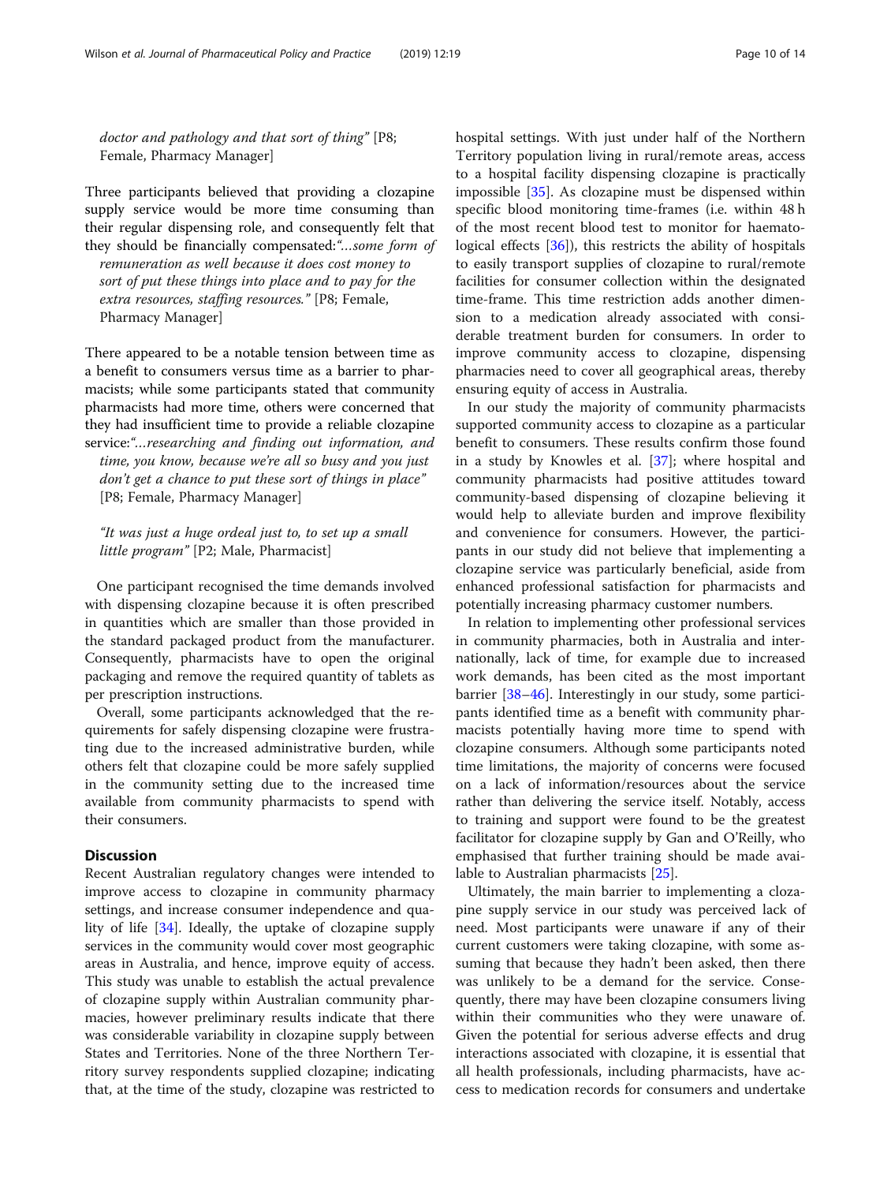doctor and pathology and that sort of thing" [P8; Female, Pharmacy Manager]

Three participants believed that providing a clozapine supply service would be more time consuming than their regular dispensing role, and consequently felt that they should be financially compensated: *"…some form of remuneration as well because it does cost money to sort of put these things into place and to pay for the extra resources, staffing resources."* [P8; Female, Pharmacy Manager]

There appeared to be a notable tension between time as a benefit to consumers versus time as a barrier to pharmacists; while some participants stated that community pharmacists had more time, others were concerned that they had insufficient time to provide a reliable clozapine service: *"…researching and finding out information, and time, you know, because we're all so busy and you just don't get a chance to put these sort of things in place"* [P8; Female, Pharmacy Manager]

> *"It was just a huge ordeal just to, to set up a small little program"* [P2; Male, Pharmacist]

One participant recognised the time demands involved with dispensing clozapine because it is often prescribed in quantities which are smaller than those provided in the standard packaged product from the manufacturer. Consequently, pharmacists have to open the original packaging and remove the required quantity of tablets as per prescription instructions.

Overall, some participants acknowledged that the requirements for safely dispensing clozapine were frustrating due to the increased administrative burden, while others felt that clozapine could be more safely supplied in the community setting due to the increased time available from community pharmacists to spend with their consumers.

## Discussion

Recent Australian regulatory changes were intended to improve access to clozapine in community pharmacy settings, and increase consumer independence and quality of life [34]. Ideally, the uptake of clozapine supply services in the community would cover most geographic areas in Australia, and hence, improve equity of access. This study was unable to establish the actual prevalence of clozapine supply within Australian community pharmacies, however preliminary results indicate that there was considerable variability in clozapine supply between States and Territories. None of the three Northern Territory survey respondents supplied clozapine; indicating that, at the time of the study, clozapine was restricted to hospital settings. With just under half of the Northern Territory population living in rural/remote areas, access to a hospital facility dispensing clozapine is practically impossible [35]. As clozapine must be dispensed within specific blood monitoring time-frames (i.e. within 48 h of the most recent blood test to monitor for haematological effects [36]), this restricts the ability of hospitals to easily transport supplies of clozapine to rural/remote facilities for consumer collection within the designated time-frame. This time restriction adds another dimension to a medication already associated with considerable treatment burden for consumers. In order to improve community access to clozapine, dispensing pharmacies need to cover all geographical areas, thereby ensuring equity of access in Australia.

In our study the majority of community pharmacists supported community access to clozapine as a particular benefit to consumers. These results confirm those found in a study by Knowles et al. [37]; where hospital and community pharmacists had positive attitudes toward community-based dispensing of clozapine believing it would help to alleviate burden and improve flexibility and convenience for consumers. However, the participants in our study did not believe that implementing a clozapine service was particularly beneficial, aside from enhanced professional satisfaction for pharmacists and potentially increasing pharmacy customer numbers.

In relation to implementing other professional services in community pharmacies, both in Australia and internationally, lack of time, for example due to increased work demands, has been cited as the most important barrier [38–46]. Interestingly in our study, some participants identified time as a benefit with community pharmacists potentially having more time to spend with clozapine consumers. Although some participants noted time limitations, the majority of concerns were focused on a lack of information/resources about the service rather than delivering the service itself. Notably, access to training and support were found to be the greatest facilitator for clozapine supply by Gan and O'Reilly, who emphasised that further training should be made available to Australian pharmacists [25].

Ultimately, the main barrier to implementing a clozapine supply service in our study was perceived lack of need. Most participants were unaware if any of their current customers were taking clozapine, with some assuming that because they hadn't been asked, then there was unlikely to be a demand for the service. Consequently, there may have been clozapine consumers living within their communities who they were unaware of. Given the potential for serious adverse effects and drug interactions associated with clozapine, it is essential that all health professionals, including pharmacists, have access to medication records for consumers and undertake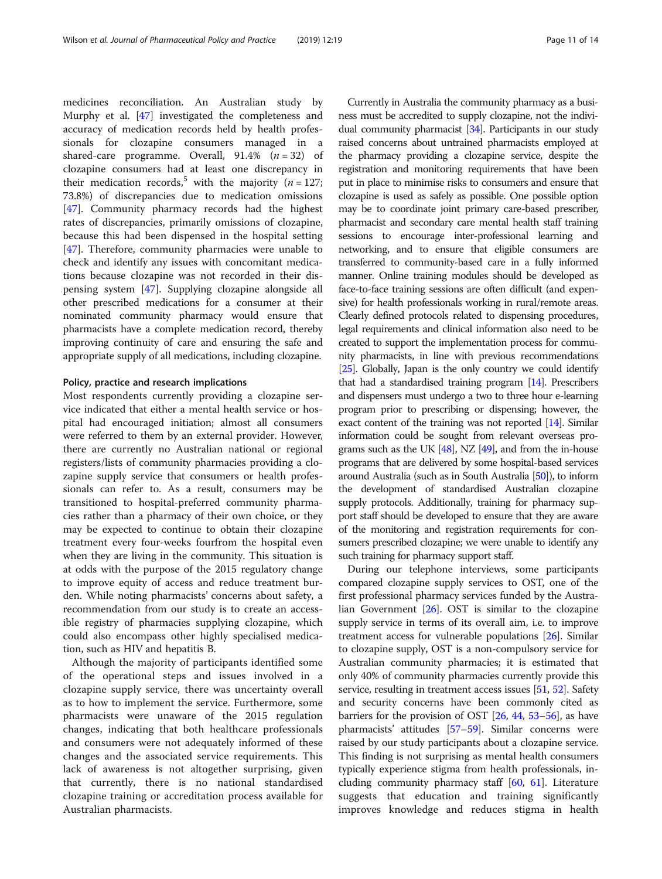medicines reconciliation. An Australian study by Murphy et al. [47] investigated the completeness and accuracy of medication records held by health professionals for clozapine consumers managed in a shared-care programme. Overall, 91.4% ($n = 32$) of clozapine consumers had at least one discrepancy in their medication records,[5] with the majority ($n = 127$; 73.8%) of discrepancies due to medication omissions [47]. Community pharmacy records had the highest rates of discrepancies, primarily omissions of clozapine, because this had been dispensed in the hospital setting [47]. Therefore, community pharmacies were unable to check and identify any issues with concomitant medications because clozapine was not recorded in their dispensing system [47]. Supplying clozapine alongside all other prescribed medications for a consumer at their nominated community pharmacy would ensure that pharmacists have a complete medication record, thereby improving continuity of care and ensuring the safe and appropriate supply of all medications, including clozapine.

#### Policy, practice and research implications

Most respondents currently providing a clozapine service indicated that either a mental health service or hospital had encouraged initiation; almost all consumers were referred to them by an external provider. However, there are currently no Australian national or regional registers/lists of community pharmacies providing a clozapine supply service that consumers or health professionals can refer to. As a result, consumers may be transitioned to hospital-preferred community pharmacies rather than a pharmacy of their own choice, or they may be expected to continue to obtain their clozapine treatment every four-weeks fourfrom the hospital even when they are living in the community. This situation is at odds with the purpose of the 2015 regulatory change to improve equity of access and reduce treatment burden. While noting pharmacists' concerns about safety, a recommendation from our study is to create an accessible registry of pharmacies supplying clozapine, which could also encompass other highly specialised medication, such as HIV and hepatitis B.

Although the majority of participants identified some of the operational steps and issues involved in a clozapine supply service, there was uncertainty overall as to how to implement the service. Furthermore, some pharmacists were unaware of the 2015 regulation changes, indicating that both healthcare professionals and consumers were not adequately informed of these changes and the associated service requirements. This lack of awareness is not altogether surprising, given that currently, there is no national standardised clozapine training or accreditation process available for Australian pharmacists.

Currently in Australia the community pharmacy as a business must be accredited to supply clozapine, not the individual community pharmacist [34]. Participants in our study raised concerns about untrained pharmacists employed at the pharmacy providing a clozapine service, despite the registration and monitoring requirements that have been put in place to minimise risks to consumers and ensure that clozapine is used as safely as possible. One possible option may be to coordinate joint primary care-based prescriber, pharmacist and secondary care mental health staff training sessions to encourage inter-professional learning and networking, and to ensure that eligible consumers are transferred to community-based care in a fully informed manner. Online training modules should be developed as face-to-face training sessions are often difficult (and expensive) for health professionals working in rural/remote areas. Clearly defined protocols related to dispensing procedures, legal requirements and clinical information also need to be created to support the implementation process for community pharmacists, in line with previous recommendations [25]. Globally, Japan is the only country we could identify that had a standardised training program [14]. Prescribers and dispensers must undergo a two to three hour e-learning program prior to prescribing or dispensing; however, the exact content of the training was not reported [14]. Similar information could be sought from relevant overseas programs such as the UK [48], NZ [49], and from the in-house programs that are delivered by some hospital-based services around Australia (such as in South Australia [50]), to inform the development of standardised Australian clozapine supply protocols. Additionally, training for pharmacy support staff should be developed to ensure that they are aware of the monitoring and registration requirements for consumers prescribed clozapine; we were unable to identify any such training for pharmacy support staff.

During our telephone interviews, some participants compared clozapine supply services to OST, one of the first professional pharmacy services funded by the Australian Government [26]. OST is similar to the clozapine supply service in terms of its overall aim, i.e. to improve treatment access for vulnerable populations [26]. Similar to clozapine supply, OST is a non-compulsory service for Australian community pharmacies; it is estimated that only 40% of community pharmacies currently provide this service, resulting in treatment access issues [51, 52]. Safety and security concerns have been commonly cited as barriers for the provision of OST [26, 44, 53–56], as have pharmacists' attitudes [57–59]. Similar concerns were raised by our study participants about a clozapine service. This finding is not surprising as mental health consumers typically experience stigma from health professionals, including community pharmacy staff [60, 61]. Literature suggests that education and training significantly improves knowledge and reduces stigma in health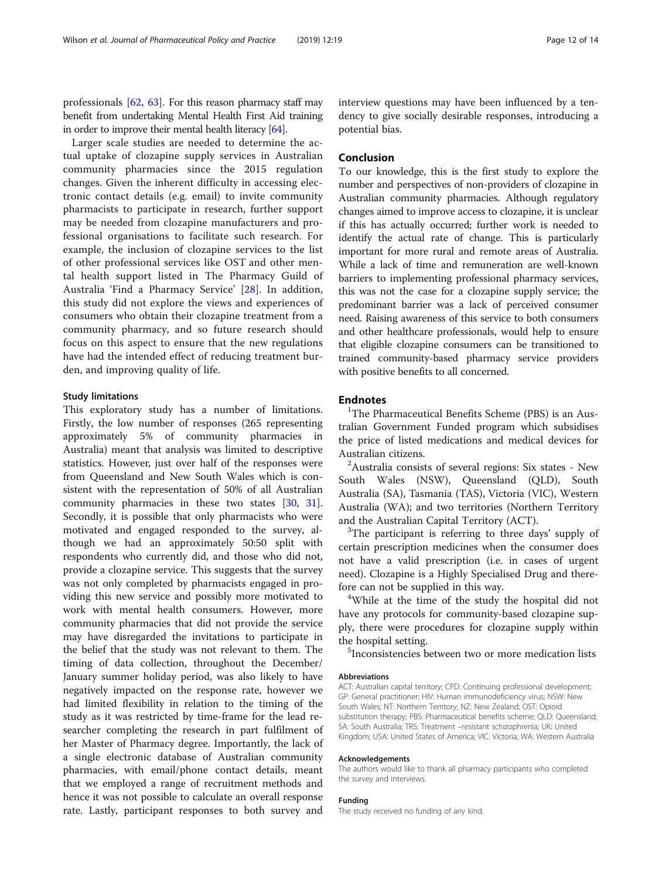professionals [62, 63]. For this reason pharmacy staff may benefit from undertaking Mental Health First Aid training in order to improve their mental health literacy [64].

Larger scale studies are needed to determine the actual uptake of clozapine supply services in Australian community pharmacies since the 2015 regulation changes. Given the inherent difficulty in accessing electronic contact details (e.g. email) to invite community pharmacists to participate in research, further support may be needed from clozapine manufacturers and professional organisations to facilitate such research. For example, the inclusion of clozapine services to the list of other professional services like OST and other mental health support listed in The Pharmacy Guild of Australia 'Find a Pharmacy Service' [28]. In addition, this study did not explore the views and experiences of consumers who obtain their clozapine treatment from a community pharmacy, and so future research should focus on this aspect to ensure that the new regulations have had the intended effect of reducing treatment burden, and improving quality of life.

### Study limitations

This exploratory study has a number of limitations. Firstly, the low number of responses (265 representing approximately 5% of community pharmacies in Australia) meant that analysis was limited to descriptive statistics. However, just over half of the responses were from Queensland and New South Wales which is consistent with the representation of 50% of all Australian community pharmacies in these two states [30, 31]. Secondly, it is possible that only pharmacists who were motivated and engaged responded to the survey, although we had an approximately 50:50 split with respondents who currently did, and those who did not, provide a clozapine service. This suggests that the survey was not only completed by pharmacists engaged in providing this new service and possibly more motivated to work with mental health consumers. However, more community pharmacies that did not provide the service may have disregarded the invitations to participate in the belief that the study was not relevant to them. The timing of data collection, throughout the December/January summer holiday period, was also likely to have negatively impacted on the response rate, however we had limited flexibility in relation to the timing of the study as it was restricted by time-frame for the lead researcher completing the research in part fulfilment of her Master of Pharmacy degree. Importantly, the lack of a single electronic database of Australian community pharmacies, with email/phone contact details, meant that we employed a range of recruitment methods and hence it was not possible to calculate an overall response rate. Lastly, participant responses to both survey and interview questions may have been influenced by a tendency to give socially desirable responses, introducing a potential bias.

## Conclusion

To our knowledge, this is the first study to explore the number and perspectives of non-providers of clozapine in Australian community pharmacies. Although regulatory changes aimed to improve access to clozapine, it is unclear if this has actually occurred; further work is needed to identify the actual rate of change. This is particularly important for more rural and remote areas of Australia. While a lack of time and remuneration are well-known barriers to implementing professional pharmacy services, this was not the case for a clozapine supply service; the predominant barrier was a lack of perceived consumer need. Raising awareness of this service to both consumers and other healthcare professionals, would help to ensure that eligible clozapine consumers can be transitioned to trained community-based pharmacy service providers with positive benefits to all concerned.

## Endnotes

[1]The Pharmaceutical Benefits Scheme (PBS) is an Australian Government Funded program which subsidises the price of listed medications and medical devices for Australian citizens.

[2]Australia consists of several regions: Six states - New South Wales (NSW), Queensland (QLD), South Australia (SA), Tasmania (TAS), Victoria (VIC), Western Australia (WA); and two territories (Northern Territory and the Australian Capital Territory (ACT).

[3]The participant is referring to three days' supply of certain prescription medicines when the consumer does not have a valid prescription (i.e. in cases of urgent need). Clozapine is a Highly Specialised Drug and therefore can not be supplied in this way.

[4]While at the time of the study the hospital did not have any protocols for community-based clozapine supply, there were procedures for clozapine supply within the hospital setting.

[5]Inconsistencies between two or more medication lists

#### Abbreviations

ACT: Australian capital territory; CPD: Continuing professional development; GP: General practitioner; HIV: Human immunodeficiency virus; NSW: New South Wales; NT: Northern Territory; NZ: New Zealand; OST: Opioid substitution therapy; PBS: Pharmaceutical benefits scheme; QLD: Queensland; SA: South Australia; TRS: Treatment –resistant schizophrenia; UK: United Kingdom; USA: United States of America; VIC: Victoria; WA: Western Australia

#### Acknowledgements

The authors would like to thank all pharmacy participants who completed the survey and interviews.

#### Funding

The study received no funding of any kind.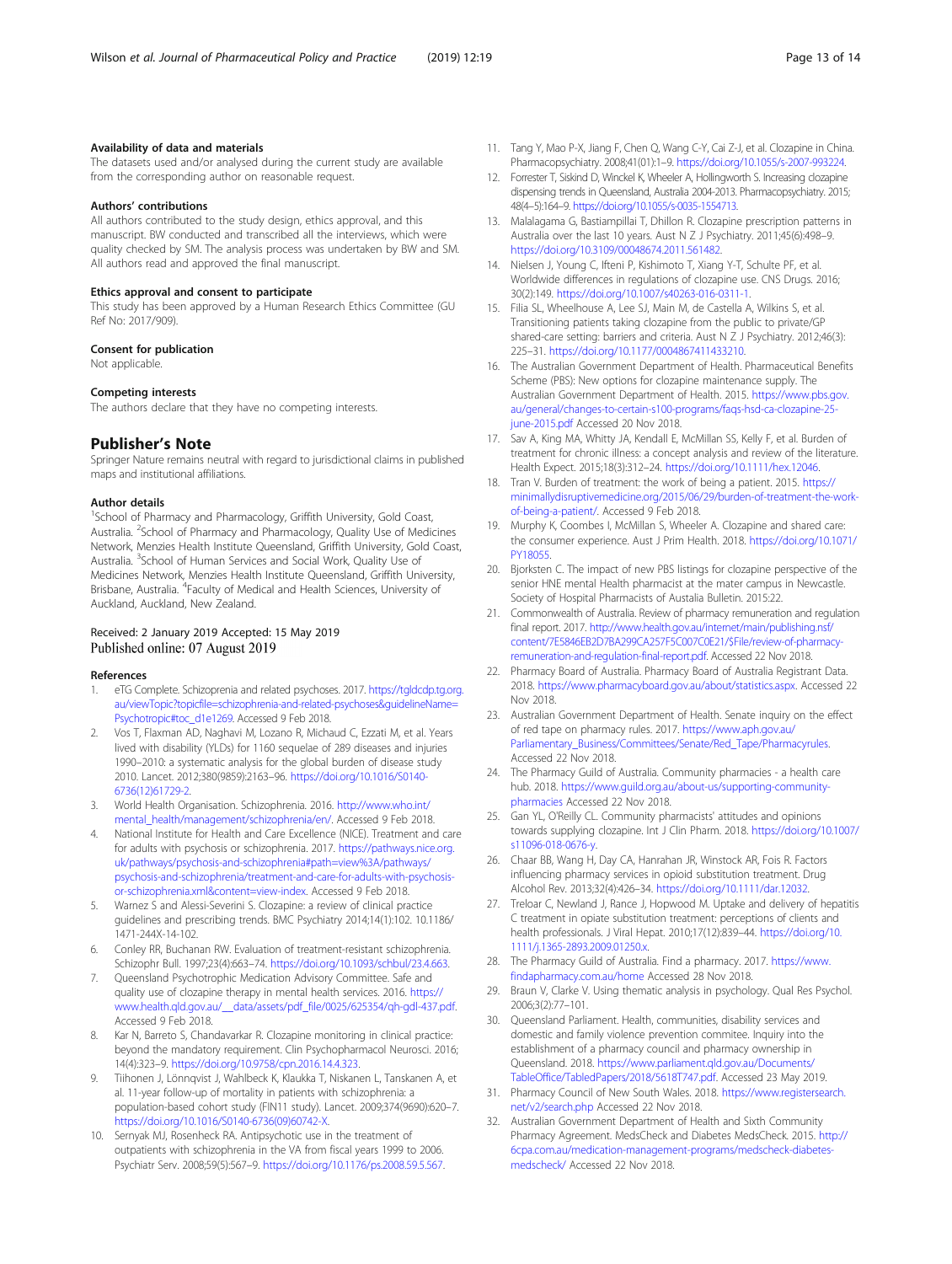### Availability of data and materials

The datasets used and/or analysed during the current study are available from the corresponding author on reasonable request.

### Authors' contributions

All authors contributed to the study design, ethics approval, and this manuscript. BW conducted and transcribed all the interviews, which were quality checked by SM. The analysis process was undertaken by BW and SM. All authors read and approved the final manuscript.

### Ethics approval and consent to participate

This study has been approved by a Human Research Ethics Committee (GU Ref No: 2017/909).

### Consent for publication

Not applicable.

### Competing interests

The authors declare that they have no competing interests.

## Publisher's Note

Springer Nature remains neutral with regard to jurisdictional claims in published maps and institutional affiliations.

### Author details

[1]School of Pharmacy and Pharmacology, Griffith University, Gold Coast, Australia. [2]School of Pharmacy and Pharmacology, Quality Use of Medicines Network, Menzies Health Institute Queensland, Griffith University, Gold Coast, Australia. [3]School of Human Services and Social Work, Quality Use of Medicines Network, Menzies Health Institute Queensland, Griffith University, Brisbane, Australia. [4]Faculty of Medical and Health Sciences, University of Auckland, Auckland, New Zealand.

Received: 2 January 2019 Accepted: 15 May 2019
Published online: 07 August 2019

### References

1. eTG Complete. Schizoprenia and related psychoses. 2017. https://tgldcdp.tg.org.au/viewTopic?topicfile=schizophrenia-and-related-psychoses&guidelineName=Psychotropic#toc_d1e1269. Accessed 9 Feb 2018.
2. Vos T, Flaxman AD, Naghavi M, Lozano R, Michaud C, Ezzati M, et al. Years lived with disability (YLDs) for 1160 sequelae of 289 diseases and injuries 1990–2010: a systematic analysis for the global burden of disease study 2010. Lancet. 2012;380(9859):2163–96. https://doi.org/10.1016/S0140-6736(12)61729-2.
3. World Health Organisation. Schizophrenia. 2016. http://www.who.int/mental_health/management/schizophrenia/en/. Accessed 9 Feb 2018.
4. National Institute for Health and Care Excellence (NICE). Treatment and care for adults with psychosis or schizophrenia. 2017. https://pathways.nice.org.uk/pathways/psychosis-and-schizophrenia#path=view%3A/pathways/psychosis-and-schizophrenia/treatment-and-care-for-adults-with-psychosis-or-schizophrenia.xml&content=view-index. Accessed 9 Feb 2018.
5. Warnez S and Alessi-Severini S. Clozapine: a review of clinical practice guidelines and prescribing trends. BMC Psychiatry 2014;14(1):102. 10.1186/1471-244X-14-102.
6. Conley RR, Buchanan RW. Evaluation of treatment-resistant schizophrenia. Schizophr Bull. 1997;23(4):663–74. https://doi.org/10.1093/schbul/23.4.663.
7. Queensland Psychotrophic Medication Advisory Committee. Safe and quality use of clozapine therapy in mental health services. 2016. https://www.health.qld.gov.au/__data/assets/pdf_file/0025/625354/qh-gdl-437.pdf. Accessed 9 Feb 2018.
8. Kar N, Barreto S, Chandavarkar R. Clozapine monitoring in clinical practice: beyond the mandatory requirement. Clin Psychopharmacol Neurosci. 2016;14(4):323–9. https://doi.org/10.9758/cpn.2016.14.4.323.
9. Tiihonen J, Lönnqvist J, Wahlbeck K, Klaukka T, Niskanen L, Tanskanen A, et al. 11-year follow-up of mortality in patients with schizophrenia: a population-based cohort study (FIN11 study). Lancet. 2009;374(9690):620–7. https://doi.org/10.1016/S0140-6736(09)60742-X.
10. Sernyak MJ, Rosenheck RA. Antipsychotic use in the treatment of outpatients with schizophrenia in the VA from fiscal years 1999 to 2006. Psychiatr Serv. 2008;59(5):567–9. https://doi.org/10.1176/ps.2008.59.5.567.
11. Tang Y, Mao P-X, Jiang F, Chen Q, Wang C-Y, Cai Z-J, et al. Clozapine in China. Pharmacopsychiatry. 2008;41(01):1–9. https://doi.org/10.1055/s-2007-993224.
12. Forrester T, Siskind D, Winckel K, Wheeler A, Hollingworth S. Increasing clozapine dispensing trends in Queensland, Australia 2004-2013. Pharmacopsychiatry. 2015;48(4–5):164–9. https://doi.org/10.1055/s-0035-1554713.
13. Malalagama G, Bastiampillai T, Dhillon R. Clozapine prescription patterns in Australia over the last 10 years. Aust N Z J Psychiatry. 2011;45(6):498–9. https://doi.org/10.3109/00048674.2011.561482.
14. Nielsen J, Young C, Ifteni P, Kishimoto T, Xiang Y-T, Schulte PF, et al. Worldwide differences in regulations of clozapine use. CNS Drugs. 2016;30(2):149. https://doi.org/10.1007/s40263-016-0311-1.
15. Filia SL, Wheelhouse A, Lee SJ, Main M, de Castella A, Wilkins S, et al. Transitioning patients taking clozapine from the public to private/GP shared-care setting: barriers and criteria. Aust N Z J Psychiatry. 2012;46(3):225–31. https://doi.org/10.1177/0004867411433210.
16. The Australian Government Department of Health. Pharmaceutical Benefits Scheme (PBS): New options for clozapine maintenance supply. The Australian Government Department of Health. 2015. https://www.pbs.gov.au/general/changes-to-certain-s100-programs/faqs-hsd-ca-clozapine-25-june-2015.pdf Accessed 20 Nov 2018.
17. Sav A, King MA, Whitty JA, Kendall E, McMillan SS, Kelly F, et al. Burden of treatment for chronic illness: a concept analysis and review of the literature. Health Expect. 2015;18(3):312–24. https://doi.org/10.1111/hex.12046.
18. Tran V. Burden of treatment: the work of being a patient. 2015. https://minimallydisruptivemedicine.org/2015/06/29/burden-of-treatment-the-work-of-being-a-patient/. Accessed 9 Feb 2018.
19. Murphy K, Coombes I, McMillan S, Wheeler A. Clozapine and shared care: the consumer experience. Aust J Prim Health. 2018. https://doi.org/10.1071/PY18055.
20. Bjorksten C. The impact of new PBS listings for clozapine perspective of the senior HNE mental Health pharmacist at the mater campus in Newcastle. Society of Hospital Pharmacists of Austalia Bulletin. 2015:22.
21. Commonwealth of Australia. Review of pharmacy remuneration and regulation final report. 2017. http://www.health.gov.au/internet/main/publishing.nsf/content/7E5846EB2D7BA299CA257F5C007C0E21/$File/review-of-pharmacy-remuneration-and-regulation-final-report.pdf. Accessed 22 Nov 2018.
22. Pharmacy Board of Australia. Pharmacy Board of Australia Registrant Data. 2018. https://www.pharmacyboard.gov.au/about/statistics.aspx. Accessed 22 Nov 2018.
23. Australian Government Department of Health. Senate inquiry on the effect of red tape on pharmacy rules. 2017. https://www.aph.gov.au/Parliamentary_Business/Committees/Senate/Red_Tape/Pharmacyrules. Accessed 22 Nov 2018.
24. The Pharmacy Guild of Australia. Community pharmacies - a health care hub. 2018. https://www.guild.org.au/about-us/supporting-community-pharmacies Accessed 22 Nov 2018.
25. Gan YL, O'Reilly CL. Community pharmacists' attitudes and opinions towards supplying clozapine. Int J Clin Pharm. 2018. https://doi.org/10.1007/s11096-018-0676-y.
26. Chaar BB, Wang H, Day CA, Hanrahan JR, Winstock AR, Fois R. Factors influencing pharmacy services in opioid substitution treatment. Drug Alcohol Rev. 2013;32(4):426–34. https://doi.org/10.1111/dar.12032.
27. Treloar C, Newland J, Rance J, Hopwood M. Uptake and delivery of hepatitis C treatment in opiate substitution treatment: perceptions of clients and health professionals. J Viral Hepat. 2010;17(12):839–44. https://doi.org/10.1111/j.1365-2893.2009.01250.x.
28. The Pharmacy Guild of Australia. Find a pharmacy. 2017. https://www.findapharmacy.com.au/home Accessed 28 Nov 2018.
29. Braun V, Clarke V. Using thematic analysis in psychology. Qual Res Psychol. 2006;3(2):77–101.
30. Queensland Parliament. Health, communities, disability services and domestic and family violence prevention commitee. Inquiry into the establishment of a pharmacy council and pharmacy ownership in Queensland. 2018. https://www.parliament.qld.gov.au/Documents/TableOffice/TabledPapers/2018/5618T747.pdf. Accessed 23 May 2019.
31. Pharmacy Council of New South Wales. 2018. https://www.registersearch.net/v2/search.php Accessed 22 Nov 2018.
32. Australian Government Department of Health and Sixth Community Pharmacy Agreement. MedsCheck and Diabetes MedsCheck. 2015. http://6cpa.com.au/medication-management-programs/medscheck-diabetes-medscheck/ Accessed 22 Nov 2018.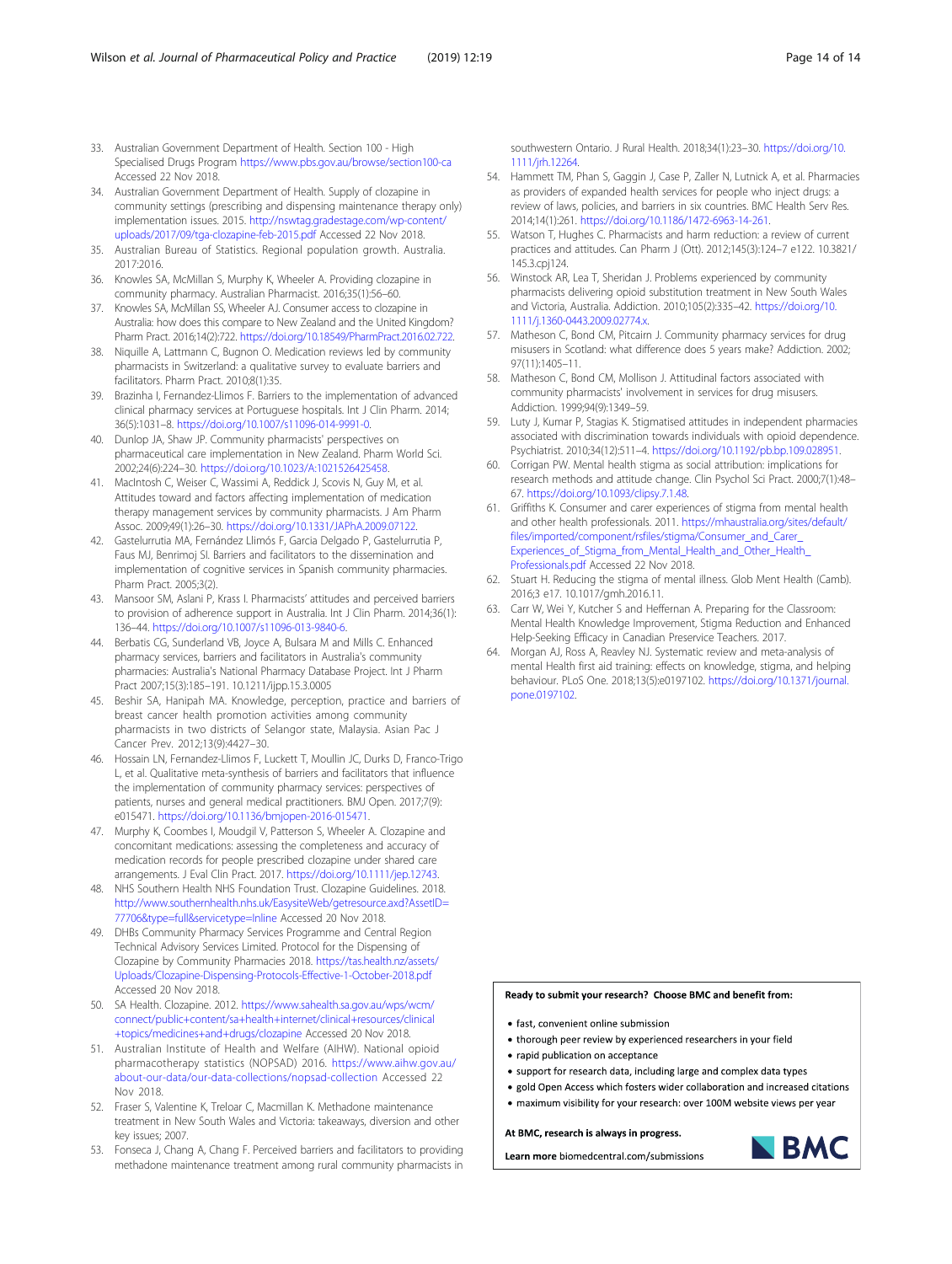33. Australian Government Department of Health. Section 100 - High Specialised Drugs Program https://www.pbs.gov.au/browse/section100-ca Accessed 22 Nov 2018.
34. Australian Government Department of Health. Supply of clozapine in community settings (prescribing and dispensing maintenance therapy only) implementation issues. 2015. http://nswtag.gradestage.com/wp-content/uploads/2017/09/tga-clozapine-feb-2015.pdf Accessed 22 Nov 2018.
35. Australian Bureau of Statistics. Regional population growth. Australia. 2017:2016.
36. Knowles SA, McMillan S, Murphy K, Wheeler A. Providing clozapine in community pharmacy. Australian Pharmacist. 2016;35(1):56–60.
37. Knowles SA, McMillan SS, Wheeler AJ. Consumer access to clozapine in Australia: how does this compare to New Zealand and the United Kingdom? Pharm Pract. 2016;14(2):722. https://doi.org/10.18549/PharmPract.2016.02.722.
38. Niquille A, Lattmann C, Bugnon O. Medication reviews led by community pharmacists in Switzerland: a qualitative survey to evaluate barriers and facilitators. Pharm Pract. 2010;8(1):35.
39. Brazinha I, Fernandez-Llimos F. Barriers to the implementation of advanced clinical pharmacy services at Portuguese hospitals. Int J Clin Pharm. 2014; 36(5):1031–8. https://doi.org/10.1007/s11096-014-9991-0.
40. Dunlop JA, Shaw JP. Community pharmacists' perspectives on pharmaceutical care implementation in New Zealand. Pharm World Sci. 2002;24(6):224–30. https://doi.org/10.1023/A:1021526425458.
41. MacIntosh C, Weiser C, Wassimi A, Reddick J, Scovis N, Guy M, et al. Attitudes toward and factors affecting implementation of medication therapy management services by community pharmacists. J Am Pharm Assoc. 2009;49(1):26–30. https://doi.org/10.1331/JAPhA.2009.07122.
42. Gastelurrutia MA, Fernández Llimós F, Garcia Delgado P, Gastelurrutia P, Faus MJ, Benrimoj SI. Barriers and facilitators to the dissemination and implementation of cognitive services in Spanish community pharmacies. Pharm Pract. 2005;3(2).
43. Mansoor SM, Aslani P, Krass I. Pharmacists' attitudes and perceived barriers to provision of adherence support in Australia. Int J Clin Pharm. 2014;36(1): 136–44. https://doi.org/10.1007/s11096-013-9840-6.
44. Berbatis CG, Sunderland VB, Joyce A, Bulsara M and Mills C. Enhanced pharmacy services, barriers and facilitators in Australia's community pharmacies: Australia's National Pharmacy Database Project. Int J Pharm Pract 2007;15(3):185–191. 10.1211/ijpp.15.3.0005
45. Beshir SA, Hanipah MA. Knowledge, perception, practice and barriers of breast cancer health promotion activities among community pharmacists in two districts of Selangor state, Malaysia. Asian Pac J Cancer Prev. 2012;13(9):4427–30.
46. Hossain LN, Fernandez-Llimos F, Luckett T, Moullin JC, Durks D, Franco-Trigo L, et al. Qualitative meta-synthesis of barriers and facilitators that influence the implementation of community pharmacy services: perspectives of patients, nurses and general medical practitioners. BMJ Open. 2017;7(9): e015471. https://doi.org/10.1136/bmjopen-2016-015471.
47. Murphy K, Coombes I, Moudgil V, Patterson S, Wheeler A. Clozapine and concomitant medications: assessing the completeness and accuracy of medication records for people prescribed clozapine under shared care arrangements. J Eval Clin Pract. 2017. https://doi.org/10.1111/jep.12743.
48. NHS Southern Health NHS Foundation Trust. Clozapine Guidelines. 2018. http://www.southernhealth.nhs.uk/EasysiteWeb/getresource.axd?AssetID=77706&type=full&servicetype=Inline Accessed 20 Nov 2018.
49. DHBs Community Pharmacy Services Programme and Central Region Technical Advisory Services Limited. Protocol for the Dispensing of Clozapine by Community Pharmacies 2018. https://tas.health.nz/assets/Uploads/Clozapine-Dispensing-Protocols-Effective-1-October-2018.pdf Accessed 20 Nov 2018.
50. SA Health. Clozapine. 2012. https://www.sahealth.sa.gov.au/wps/wcm/connect/public+content/sa+health+internet/clinical+resources/clinical+topics/medicines+and+drugs/clozapine Accessed 20 Nov 2018.
51. Australian Institute of Health and Welfare (AIHW). National opioid pharmacotherapy statistics (NOPSAD) 2016. https://www.aihw.gov.au/about-our-data/our-data-collections/nopsad-collection Accessed 22 Nov 2018.
52. Fraser S, Valentine K, Treloar C, Macmillan K. Methadone maintenance treatment in New South Wales and Victoria: takeaways, diversion and other key issues; 2007.
53. Fonseca J, Chang A, Chang F. Perceived barriers and facilitators to providing methadone maintenance treatment among rural community pharmacists in southwestern Ontario. J Rural Health. 2018;34(1):23–30. https://doi.org/10.1111/jrh.12264.
54. Hammett TM, Phan S, Gaggin J, Case P, Zaller N, Lutnick A, et al. Pharmacies as providers of expanded health services for people who inject drugs: a review of laws, policies, and barriers in six countries. BMC Health Serv Res. 2014;14(1):261. https://doi.org/10.1186/1472-6963-14-261.
55. Watson T, Hughes C. Pharmacists and harm reduction: a review of current practices and attitudes. Can Pharm J (Ott). 2012;145(3):124–7 e122. 10.3821/145.3.cpj124.
56. Winstock AR, Lea T, Sheridan J. Problems experienced by community pharmacists delivering opioid substitution treatment in New South Wales and Victoria, Australia. Addiction. 2010;105(2):335–42. https://doi.org/10.1111/j.1360-0443.2009.02774.x.
57. Matheson C, Bond CM, Pitcairn J. Community pharmacy services for drug misusers in Scotland: what difference does 5 years make? Addiction. 2002; 97(11):1405–11.
58. Matheson C, Bond CM, Mollison J. Attitudinal factors associated with community pharmacists' involvement in services for drug misusers. Addiction. 1999;94(9):1349–59.
59. Luty J, Kumar P, Stagias K. Stigmatised attitudes in independent pharmacies associated with discrimination towards individuals with opioid dependence. Psychiatrist. 2010;34(12):511–4. https://doi.org/10.1192/pb.bp.109.028951.
60. Corrigan PW. Mental health stigma as social attribution: implications for research methods and attitude change. Clin Psychol Sci Pract. 2000;7(1):48–67. https://doi.org/10.1093/clipsy.7.1.48.
61. Griffiths K. Consumer and carer experiences of stigma from mental health and other health professionals. 2011. https://mhaustralia.org/sites/default/files/imported/component/rsfiles/stigma/Consumer_and_Carer_Experiences_of_Stigma_from_Mental_Health_and_Other_Health_Professionals.pdf Accessed 22 Nov 2018.
62. Stuart H. Reducing the stigma of mental illness. Glob Ment Health (Camb). 2016;3 e17. 10.1017/gmh.2016.11.
63. Carr W, Wei Y, Kutcher S and Heffernan A. Preparing for the Classroom: Mental Health Knowledge Improvement, Stigma Reduction and Enhanced Help-Seeking Efficacy in Canadian Preservice Teachers. 2017.
64. Morgan AJ, Ross A, Reavley NJ. Systematic review and meta-analysis of mental Health first aid training: effects on knowledge, stigma, and helping behaviour. PLoS One. 2018;13(5):e0197102. https://doi.org/10.1371/journal.pone.0197102.

**Ready to submit your research? Choose BMC and benefit from:**

- fast, convenient online submission
- thorough peer review by experienced researchers in your field
- rapid publication on acceptance
- support for research data, including large and complex data types
- gold Open Access which fosters wider collaboration and increased citations
- maximum visibility for your research: over 100M website views per year

**At BMC, research is always in progress.**

**Learn more** biomedcentral.com/submissions

BMC